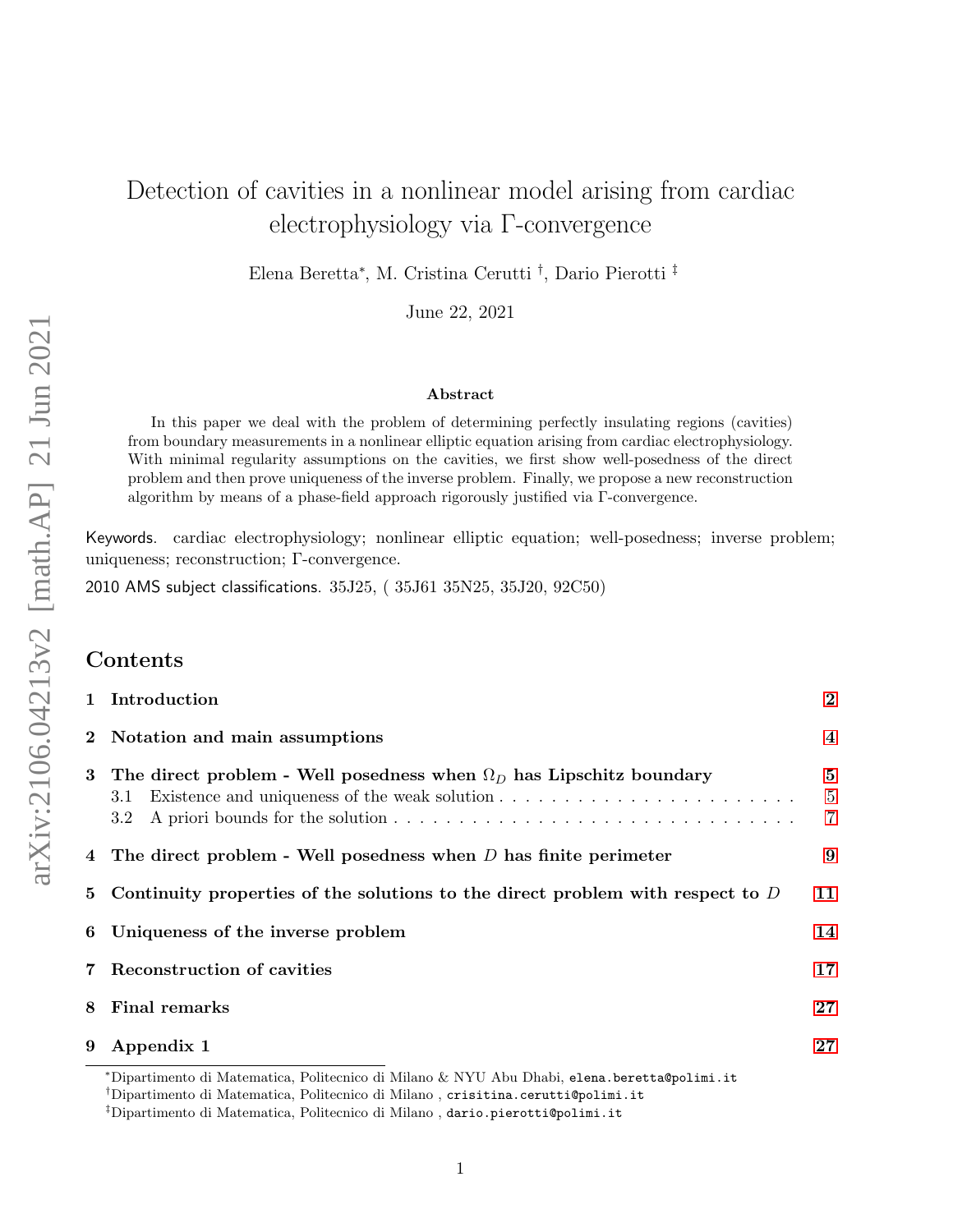# Detection of cavities in a nonlinear model arising from cardiac electrophysiology via Γ-convergence

Elena Beretta*, M. Cristina Cerutti †, Dario Pierotti ‡

June 22, 2021

### Abstract

In this paper we deal with the problem of determining perfectly insulating regions (cavities) from boundary measurements in a nonlinear elliptic equation arising from cardiac electrophysiology. With minimal regularity assumptions on the cavities, we first show well-posedness of the direct problem and then prove uniqueness of the inverse problem. Finally, we propose a new reconstruction algorithm by means of a phase-field approach rigorously justified via Γ-convergence.

Keywords. cardiac electrophysiology; nonlinear elliptic equation; well-posedness; inverse problem; uniqueness; reconstruction; Γ-convergence.

2010 AMS subject classifications. 35J25, ( 35J61 35N25, 35J20, 92C50)

## Contents

- **1 Introduction** 2
- **2 Notation and main assumptions** 4
- **3 The direct problem - Well posedness when $\Omega_D$ has Lipschitz boundary** 5
  - 3.1 Existence and uniqueness of the weak solution 5
  - 3.2 A priori bounds for the solution 7
- **4 The direct problem - Well posedness when $D$ has finite perimeter** 9
- **5 Continuity properties of the solutions to the direct problem with respect to $D$** 11
- **6 Uniqueness of the inverse problem** 14
- **7 Reconstruction of cavities** 17
- **8 Final remarks** 27
- **9 Appendix 1** 27

---

*Dipartimento di Matematica, Politecnico di Milano & NYU Abu Dhabi, elena.beretta@polimi.it

†Dipartimento di Matematica, Politecnico di Milano , crisitina.cerutti@polimi.it

‡Dipartimento di Matematica, Politecnico di Milano , dario.pierotti@polimi.it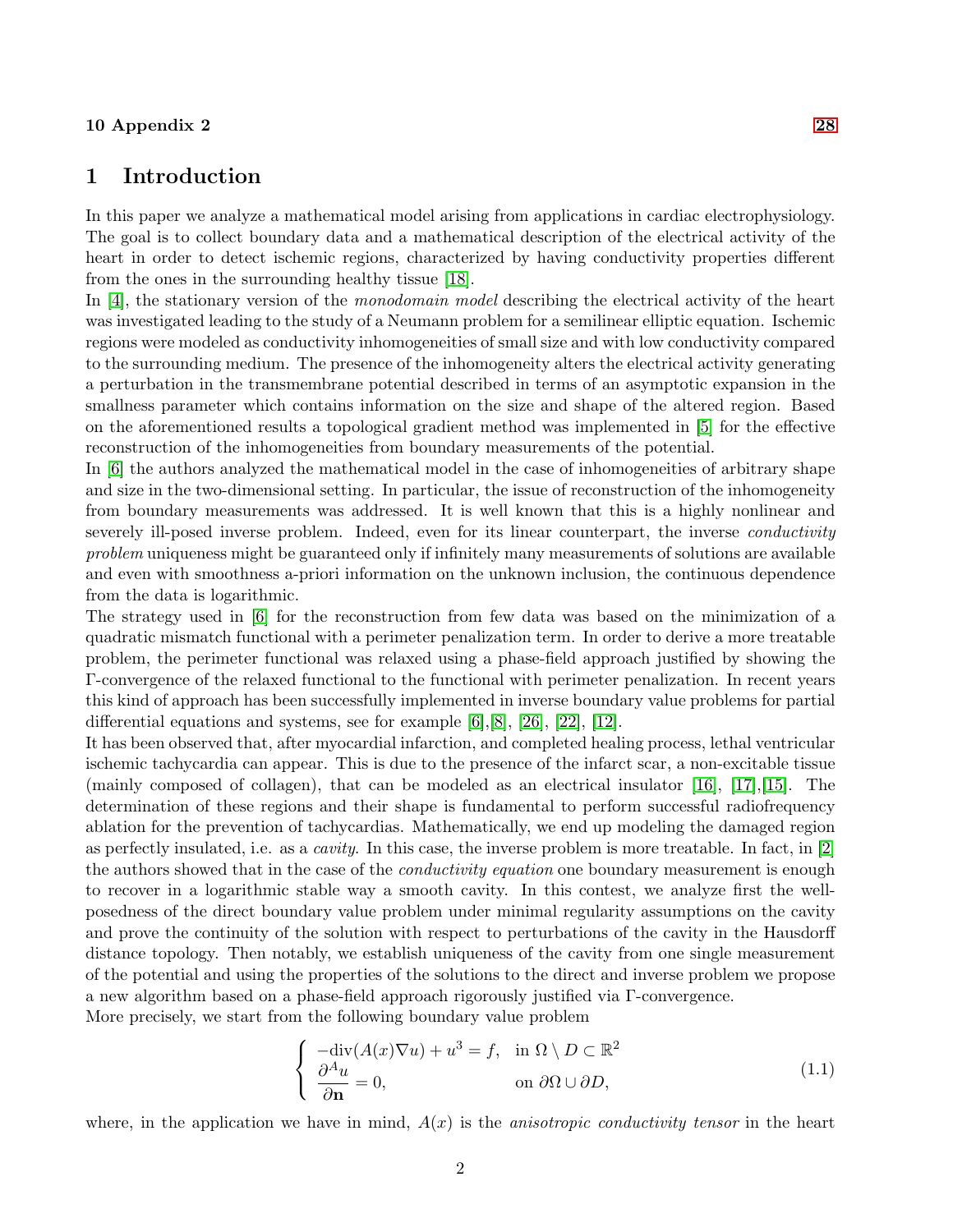**10 Appendix 2** **28**

# 1 Introduction

In this paper we analyze a mathematical model arising from applications in cardiac electrophysiology. The goal is to collect boundary data and a mathematical description of the electrical activity of the heart in order to detect ischemic regions, characterized by having conductivity properties different from the ones in the surrounding healthy tissue [18].

In [4], the stationary version of the *monodomain model* describing the electrical activity of the heart was investigated leading to the study of a Neumann problem for a semilinear elliptic equation. Ischemic regions were modeled as conductivity inhomogeneities of small size and with low conductivity compared to the surrounding medium. The presence of the inhomogeneity alters the electrical activity generating a perturbation in the transmembrane potential described in terms of an asymptotic expansion in the smallness parameter which contains information on the size and shape of the altered region. Based on the aforementioned results a topological gradient method was implemented in [5] for the effective reconstruction of the inhomogeneities from boundary measurements of the potential.

In [6] the authors analyzed the mathematical model in the case of inhomogeneities of arbitrary shape and size in the two-dimensional setting. In particular, the issue of reconstruction of the inhomogeneity from boundary measurements was addressed. It is well known that this is a highly nonlinear and severely ill-posed inverse problem. Indeed, even for its linear counterpart, the inverse *conductivity problem* uniqueness might be guaranteed only if infinitely many measurements of solutions are available and even with smoothness a-priori information on the unknown inclusion, the continuous dependence from the data is logarithmic.

The strategy used in [6] for the reconstruction from few data was based on the minimization of a quadratic mismatch functional with a perimeter penalization term. In order to derive a more treatable problem, the perimeter functional was relaxed using a phase-field approach justified by showing the $\Gamma$-convergence of the relaxed functional to the functional with perimeter penalization. In recent years this kind of approach has been successfully implemented in inverse boundary value problems for partial differential equations and systems, see for example [6],[8], [26], [22], [12].

It has been observed that, after myocardial infarction, and completed healing process, lethal ventricular ischemic tachycardia can appear. This is due to the presence of the infarct scar, a non-excitable tissue (mainly composed of collagen), that can be modeled as an electrical insulator [16], [17],[15]. The determination of these regions and their shape is fundamental to perform successful radiofrequency ablation for the prevention of tachycardias. Mathematically, we end up modeling the damaged region as perfectly insulated, i.e. as a *cavity*. In this case, the inverse problem is more treatable. In fact, in [2] the authors showed that in the case of the *conductivity equation* one boundary measurement is enough to recover in a logarithmic stable way a smooth cavity. In this contest, we analyze first the well-posedness of the direct boundary value problem under minimal regularity assumptions on the cavity and prove the continuity of the solution with respect to perturbations of the cavity in the Hausdorff distance topology. Then notably, we establish uniqueness of the cavity from one single measurement of the potential and using the properties of the solutions to the direct and inverse problem we propose a new algorithm based on a phase-field approach rigorously justified via $\Gamma$-convergence.

More precisely, we start from the following boundary value problem

$$
\begin{cases}
-\mathrm{div}(A(x)\nabla u) + u^3 = f, & \text{in } \Omega \setminus D \subset \mathbb{R}^2 \\
\dfrac{\partial^A u}{\partial \mathbf{n}} = 0, & \text{on } \partial\Omega \cup \partial D,
\end{cases}
\tag{1.1}
$$

where, in the application we have in mind, $A(x)$ is the *anisotropic conductivity tensor* in the heart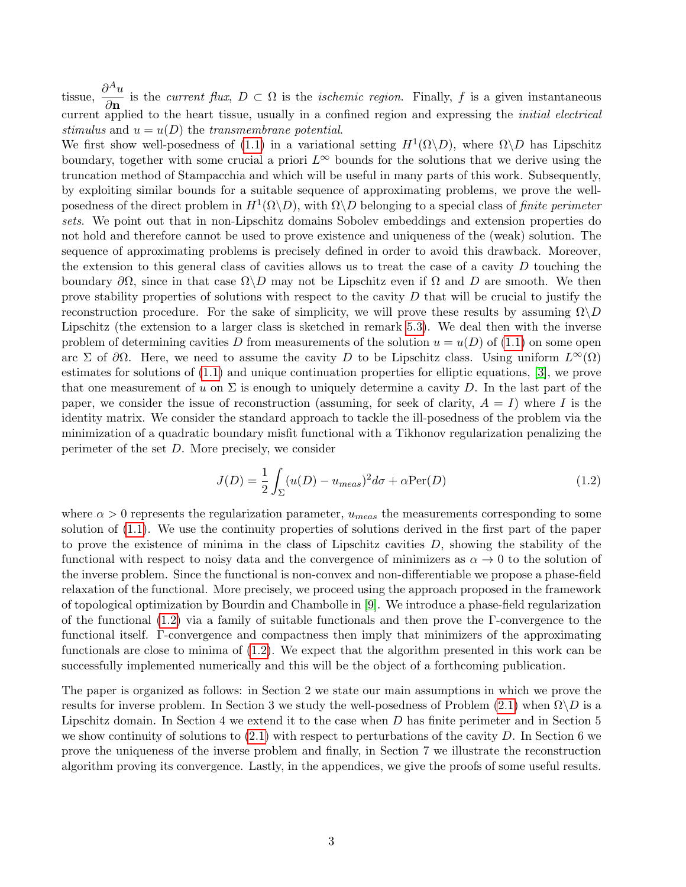tissue, $\frac{\partial^A u}{\partial \mathbf{n}}$ is the *current flux*, $D \subset \Omega$ is the *ischemic region*. Finally, $f$ is a given instantaneous current applied to the heart tissue, usually in a confined region and expressing the *initial electrical stimulus* and $u = u(D)$ the *transmembrane potential*.

We first show well-posedness of (1.1) in a variational setting $H^1(\Omega\backslash D)$, where $\Omega\backslash D$ has Lipschitz boundary, together with some crucial a priori $L^\infty$ bounds for the solutions that we derive using the truncation method of Stampacchia and which will be useful in many parts of this work. Subsequently, by exploiting similar bounds for a suitable sequence of approximating problems, we prove the well-posedness of the direct problem in $H^1(\Omega\backslash D)$, with $\Omega\backslash D$ belonging to a special class of *finite perimeter sets*. We point out that in non-Lipschitz domains Sobolev embeddings and extension properties do not hold and therefore cannot be used to prove existence and uniqueness of the (weak) solution. The sequence of approximating problems is precisely defined in order to avoid this drawback. Moreover, the extension to this general class of cavities allows us to treat the case of a cavity $D$ touching the boundary $\partial\Omega$, since in that case $\Omega\backslash D$ may not be Lipschitz even if $\Omega$ and $D$ are smooth. We then prove stability properties of solutions with respect to the cavity $D$ that will be crucial to justify the reconstruction procedure. For the sake of simplicity, we will prove these results by assuming $\Omega\backslash D$ Lipschitz (the extension to a larger class is sketched in remark 5.3). We deal then with the inverse problem of determining cavities $D$ from measurements of the solution $u = u(D)$ of (1.1) on some open arc $\Sigma$ of $\partial\Omega$. Here, we need to assume the cavity $D$ to be Lipschitz class. Using uniform $L^\infty(\Omega)$ estimates for solutions of (1.1) and unique continuation properties for elliptic equations, [3], we prove that one measurement of $u$ on $\Sigma$ is enough to uniquely determine a cavity $D$. In the last part of the paper, we consider the issue of reconstruction (assuming, for seek of clarity, $A = I$) where $I$ is the identity matrix. We consider the standard approach to tackle the ill-posedness of the problem via the minimization of a quadratic boundary misfit functional with a Tikhonov regularization penalizing the perimeter of the set $D$. More precisely, we consider

$$J(D) = \frac{1}{2}\int_\Sigma (u(D) - u_{meas})^2 d\sigma + \alpha \mathrm{Per}(D) \tag{1.2}$$

where $\alpha > 0$ represents the regularization parameter, $u_{meas}$ the measurements corresponding to some solution of (1.1). We use the continuity properties of solutions derived in the first part of the paper to prove the existence of minima in the class of Lipschitz cavities $D$, showing the stability of the functional with respect to noisy data and the convergence of minimizers as $\alpha \to 0$ to the solution of the inverse problem. Since the functional is non-convex and non-differentiable we propose a phase-field relaxation of the functional. More precisely, we proceed using the approach proposed in the framework of topological optimization by Bourdin and Chambolle in [9]. We introduce a phase-field regularization of the functional (1.2) via a family of suitable functionals and then prove the $\Gamma$-convergence to the functional itself. $\Gamma$-convergence and compactness then imply that minimizers of the approximating functionals are close to minima of (1.2). We expect that the algorithm presented in this work can be successfully implemented numerically and this will be the object of a forthcoming publication.

The paper is organized as follows: in Section 2 we state our main assumptions in which we prove the results for inverse problem. In Section 3 we study the well-posedness of Problem (2.1) when $\Omega\backslash D$ is a Lipschitz domain. In Section 4 we extend it to the case when $D$ has finite perimeter and in Section 5 we show continuity of solutions to (2.1) with respect to perturbations of the cavity $D$. In Section 6 we prove the uniqueness of the inverse problem and finally, in Section 7 we illustrate the reconstruction algorithm proving its convergence. Lastly, in the appendices, we give the proofs of some useful results.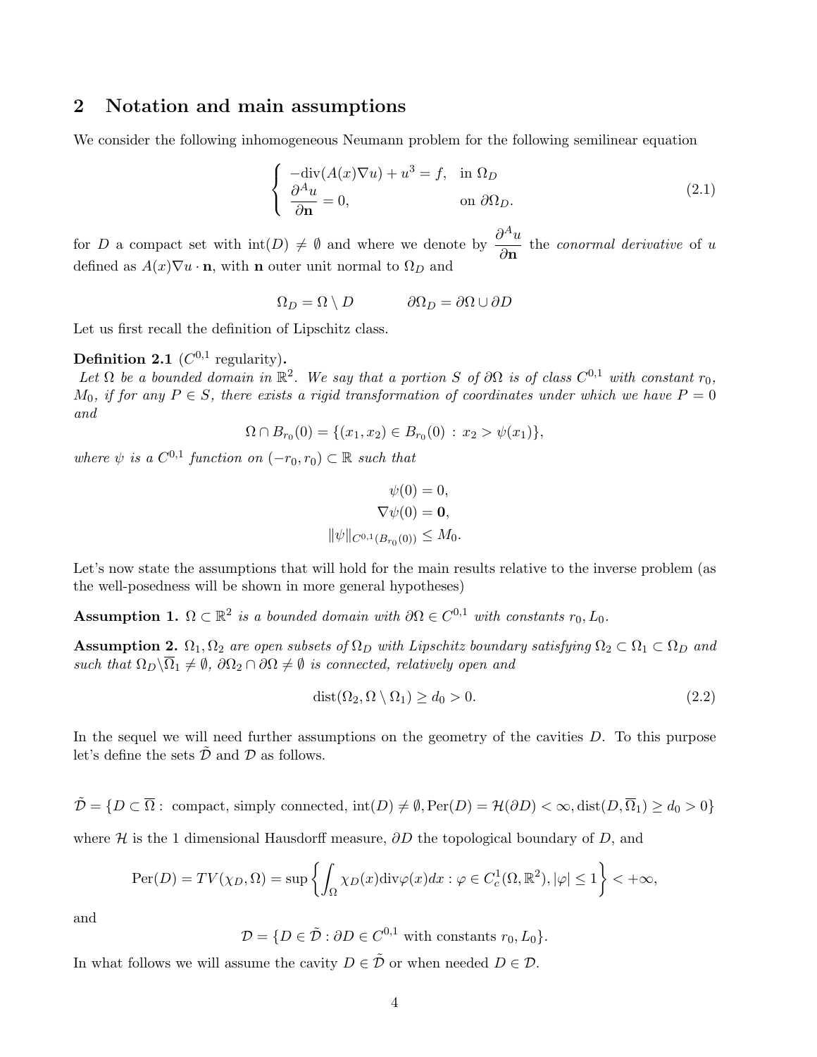## 2 Notation and main assumptions

We consider the following inhomogeneous Neumann problem for the following semilinear equation

$$\begin{cases} -\text{div}(A(x)\nabla u) + u^3 = f, & \text{in } \Omega_D \\ \dfrac{\partial^A u}{\partial \mathbf{n}} = 0, & \text{on } \partial\Omega_D. \end{cases} \tag{2.1}$$

for $D$ a compact set with $\text{int}(D) \neq \emptyset$ and where we denote by $\dfrac{\partial^A u}{\partial \mathbf{n}}$ the *conormal derivative* of $u$ defined as $A(x)\nabla u \cdot \mathbf{n}$, with $\mathbf{n}$ outer unit normal to $\Omega_D$ and

$$\Omega_D = \Omega \setminus D \qquad\qquad \partial\Omega_D = \partial\Omega \cup \partial D$$

Let us first recall the definition of Lipschitz class.

**Definition 2.1** ($C^{0,1}$ regularity)**.**
*Let $\Omega$ be a bounded domain in $\mathbb{R}^2$. We say that a portion $S$ of $\partial\Omega$ is of class $C^{0,1}$ with constant $r_0$, $M_0$, if for any $P \in S$, there exists a rigid transformation of coordinates under which we have $P = 0$ and*

$$\Omega \cap B_{r_0}(0) = \{(x_1, x_2) \in B_{r_0}(0) \,:\, x_2 > \psi(x_1)\},$$

*where $\psi$ is a $C^{0,1}$ function on $(-r_0, r_0) \subset \mathbb{R}$ such that*

$$\psi(0) = 0,$$
$$\nabla\psi(0) = \mathbf{0},$$
$$\|\psi\|_{C^{0,1}(B_{r_0}(0))} \leq M_0.$$

Let's now state the assumptions that will hold for the main results relative to the inverse problem (as the well-posedness will be shown in more general hypotheses)

**Assumption 1.** *$\Omega \subset \mathbb{R}^2$ is a bounded domain with $\partial\Omega \in C^{0,1}$ with constants $r_0, L_0$.*

**Assumption 2.** *$\Omega_1, \Omega_2$ are open subsets of $\Omega_D$ with Lipschitz boundary satisfying $\Omega_2 \subset \Omega_1 \subset \Omega_D$ and such that $\Omega_D \backslash \overline{\Omega}_1 \neq \emptyset$, $\partial\Omega_2 \cap \partial\Omega \neq \emptyset$ is connected, relatively open and*

$$\text{dist}(\Omega_2, \Omega \setminus \Omega_1) \geq d_0 > 0. \tag{2.2}$$

In the sequel we will need further assumptions on the geometry of the cavities $D$. To this purpose let's define the sets $\tilde{\mathcal{D}}$ and $\mathcal{D}$ as follows.

$$\tilde{\mathcal{D}} = \{D \subset \overline{\Omega} : \text{ compact, simply connected, } \text{int}(D) \neq \emptyset, \text{Per}(D) = \mathcal{H}(\partial D) < \infty, \text{dist}(D, \overline{\Omega}_1) \geq d_0 > 0\}$$

where $\mathcal{H}$ is the 1 dimensional Hausdorff measure, $\partial D$ the topological boundary of $D$, and

$$\text{Per}(D) = TV(\chi_D, \Omega) = \sup\left\{\int_\Omega \chi_D(x)\text{div}\varphi(x)dx : \varphi \in C_c^1(\Omega, \mathbb{R}^2), |\varphi| \leq 1\right\} < +\infty,$$

and

$$\mathcal{D} = \{D \in \tilde{\mathcal{D}} : \partial D \in C^{0,1} \text{ with constants } r_0, L_0\}.$$

In what follows we will assume the cavity $D \in \tilde{\mathcal{D}}$ or when needed $D \in \mathcal{D}$.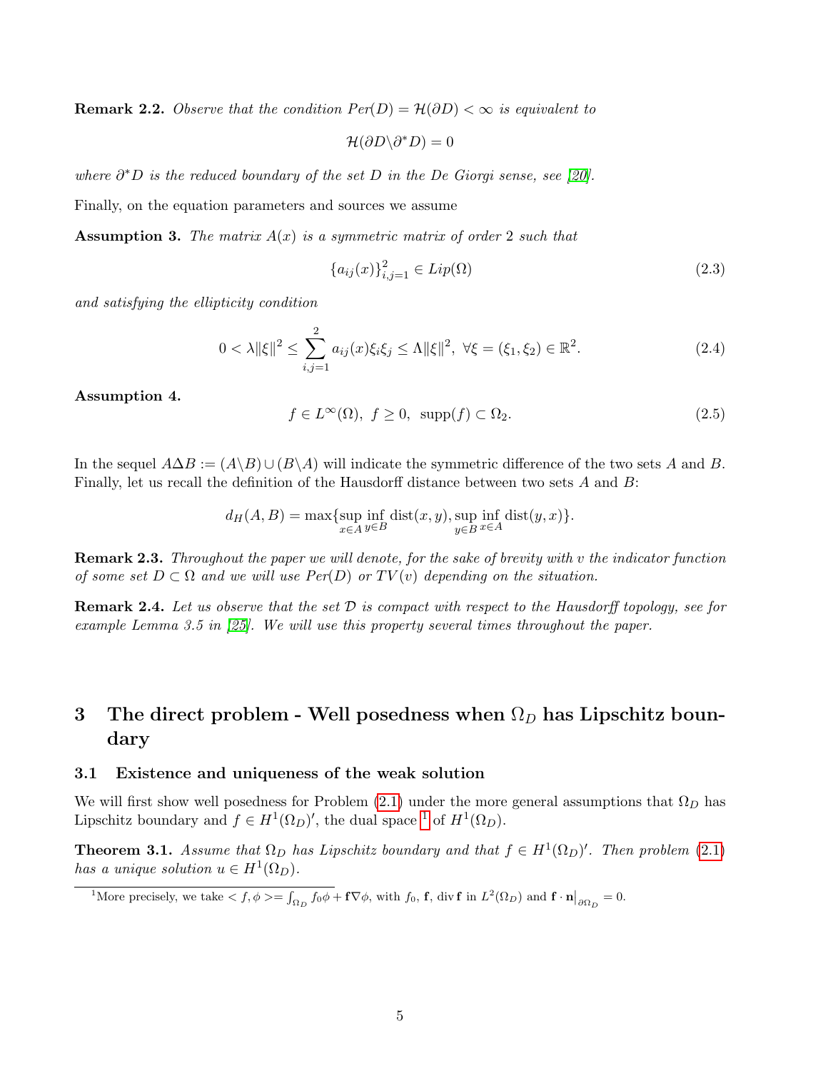**Remark 2.2.** *Observe that the condition $Per(D) = \mathcal{H}(\partial D) < \infty$ is equivalent to*

$$\mathcal{H}(\partial D \backslash \partial^* D) = 0$$

*where $\partial^* D$ is the reduced boundary of the set $D$ in the De Giorgi sense, see [20].*

Finally, on the equation parameters and sources we assume

**Assumption 3.** *The matrix $A(x)$ is a symmetric matrix of order 2 such that*

$$\{a_{ij}(x)\}_{i,j=1}^{2} \in Lip(\Omega) \tag{2.3}$$

*and satisfying the ellipticity condition*

$$0 < \lambda \|\xi\|^2 \leq \sum_{i,j=1}^{2} a_{ij}(x)\xi_i\xi_j \leq \Lambda \|\xi\|^2, \ \forall \xi = (\xi_1, \xi_2) \in \mathbb{R}^2. \tag{2.4}$$

**Assumption 4.**

$$f \in L^\infty(\Omega), \ f \geq 0, \ \text{supp}(f) \subset \Omega_2. \tag{2.5}$$

In the sequel $A \Delta B := (A \backslash B) \cup (B \backslash A)$ will indicate the symmetric difference of the two sets $A$ and $B$. Finally, let us recall the definition of the Hausdorff distance between two sets $A$ and $B$:

$$d_H(A, B) = \max\{\sup_{x \in A} \inf_{y \in B} \text{dist}(x, y), \sup_{y \in B} \inf_{x \in A} \text{dist}(y, x)\}.$$

**Remark 2.3.** *Throughout the paper we will denote, for the sake of brevity with $v$ the indicator function of some set $D \subset \Omega$ and we will use $Per(D)$ or $TV(v)$ depending on the situation.*

**Remark 2.4.** *Let us observe that the set $\mathcal{D}$ is compact with respect to the Hausdorff topology, see for example Lemma 3.5 in [25]. We will use this property several times throughout the paper.*

# 3 The direct problem - Well posedness when $\Omega_D$ has Lipschitz boundary

## 3.1 Existence and uniqueness of the weak solution

We will first show well posedness for Problem (2.1) under the more general assumptions that $\Omega_D$ has Lipschitz boundary and $f \in H^1(\Omega_D)'$, the dual space [1] of $H^1(\Omega_D)$.

**Theorem 3.1.** *Assume that $\Omega_D$ has Lipschitz boundary and that $f \in H^1(\Omega_D)'$. Then problem (2.1) has a unique solution $u \in H^1(\Omega_D)$.*

[1] More precisely, we take $< f, \phi >= \int_{\Omega_D} f_0\phi + \mathbf{f}\nabla\phi$, with $f_0$, $\mathbf{f}$, $\text{div}\,\mathbf{f}$ in $L^2(\Omega_D)$ and $\mathbf{f} \cdot \mathbf{n}\big|_{\partial\Omega_D} = 0$.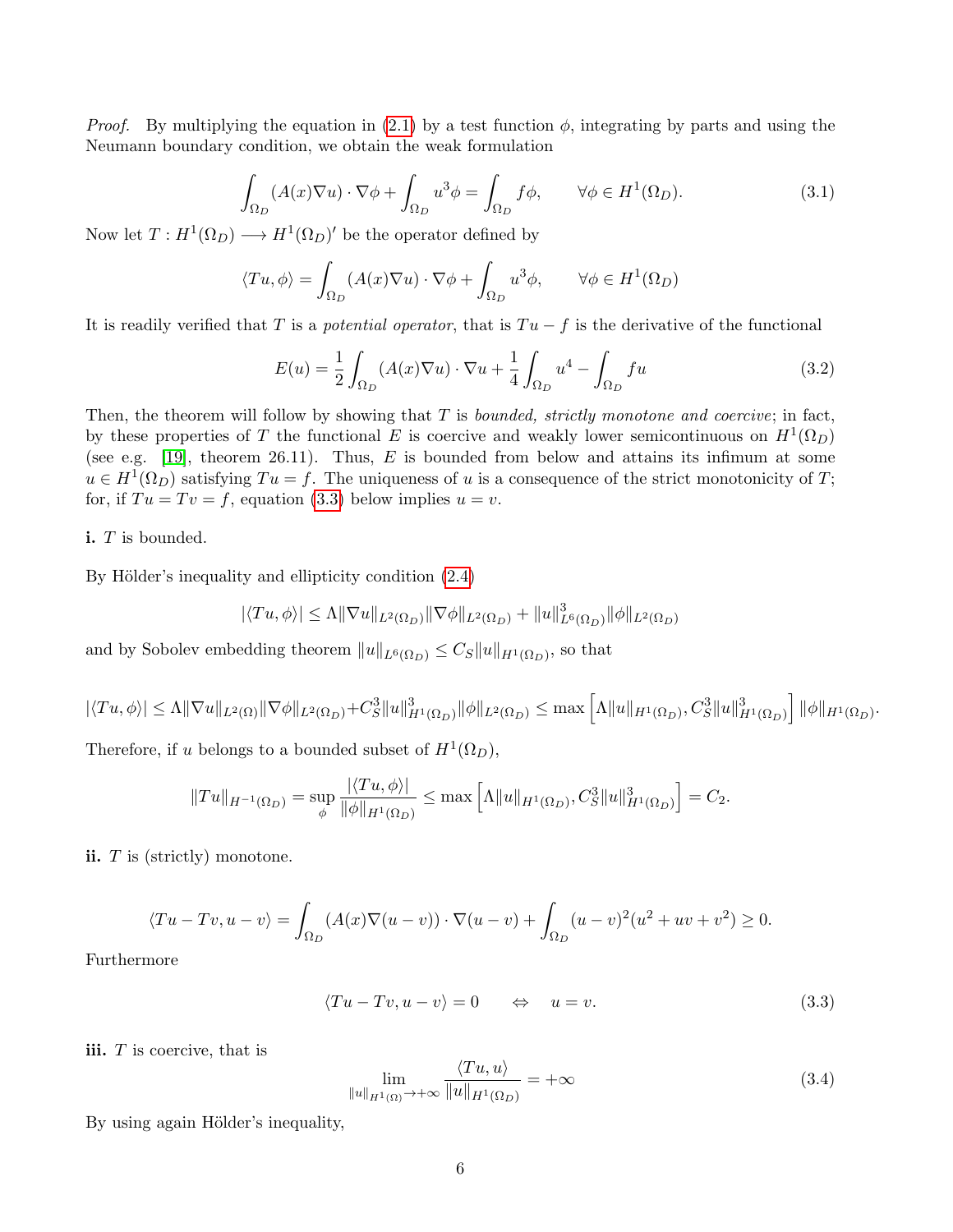*Proof.* By multiplying the equation in (2.1) by a test function $\phi$, integrating by parts and using the Neumann boundary condition, we obtain the weak formulation

$$\int_{\Omega_D} (A(x)\nabla u) \cdot \nabla \phi + \int_{\Omega_D} u^3 \phi = \int_{\Omega_D} f\phi, \qquad \forall \phi \in H^1(\Omega_D). \tag{3.1}$$

Now let $T : H^1(\Omega_D) \longrightarrow H^1(\Omega_D)'$ be the operator defined by

$$\langle Tu, \phi \rangle = \int_{\Omega_D} (A(x)\nabla u) \cdot \nabla \phi + \int_{\Omega_D} u^3 \phi, \qquad \forall \phi \in H^1(\Omega_D)$$

It is readily verified that $T$ is a *potential operator*, that is $Tu - f$ is the derivative of the functional

$$E(u) = \frac{1}{2} \int_{\Omega_D} (A(x)\nabla u) \cdot \nabla u + \frac{1}{4} \int_{\Omega_D} u^4 - \int_{\Omega_D} fu \tag{3.2}$$

Then, the theorem will follow by showing that $T$ is *bounded, strictly monotone and coercive*; in fact, by these properties of $T$ the functional $E$ is coercive and weakly lower semicontinuous on $H^1(\Omega_D)$ (see e.g. [19], theorem 26.11). Thus, $E$ is bounded from below and attains its infimum at some $u \in H^1(\Omega_D)$ satisfying $Tu = f$. The uniqueness of $u$ is a consequence of the strict monotonicity of $T$; for, if $Tu = Tv = f$, equation (3.3) below implies $u = v$.

**i.** $T$ is bounded.

By Hölder's inequality and ellipticity condition (2.4)

$$|\langle Tu, \phi \rangle| \le \Lambda \|\nabla u\|_{L^2(\Omega_D)} \|\nabla \phi\|_{L^2(\Omega_D)} + \|u\|^3_{L^6(\Omega_D)} \|\phi\|_{L^2(\Omega_D)}$$

and by Sobolev embedding theorem $\|u\|_{L^6(\Omega_D)} \le C_S \|u\|_{H^1(\Omega_D)}$, so that

$$|\langle Tu, \phi \rangle| \le \Lambda \|\nabla u\|_{L^2(\Omega)} \|\nabla \phi\|_{L^2(\Omega_D)} + C_S^3 \|u\|^3_{H^1(\Omega_D)} \|\phi\|_{L^2(\Omega_D)} \le \max\left[\Lambda \|u\|_{H^1(\Omega_D)}, C_S^3 \|u\|^3_{H^1(\Omega_D)}\right] \|\phi\|_{H^1(\Omega_D)}.$$

Therefore, if $u$ belongs to a bounded subset of $H^1(\Omega_D)$,

$$\|Tu\|_{H^{-1}(\Omega_D)} = \sup_{\phi} \frac{|\langle Tu, \phi \rangle|}{\|\phi\|_{H^1(\Omega_D)}} \le \max\left[\Lambda \|u\|_{H^1(\Omega_D)}, C_S^3 \|u\|^3_{H^1(\Omega_D)}\right] = C_2.$$

**ii.** $T$ is (strictly) monotone.

$$\langle Tu - Tv, u - v \rangle = \int_{\Omega_D} (A(x)\nabla(u - v)) \cdot \nabla(u - v) + \int_{\Omega_D} (u - v)^2 (u^2 + uv + v^2) \ge 0.$$

Furthermore

$$\langle Tu - Tv, u - v \rangle = 0 \qquad \Leftrightarrow \qquad u = v. \tag{3.3}$$

**iii.** $T$ is coercive, that is

$$\lim_{\|u\|_{H^1(\Omega)} \to +\infty} \frac{\langle Tu, u \rangle}{\|u\|_{H^1(\Omega_D)}} = +\infty \tag{3.4}$$

By using again Hölder's inequality,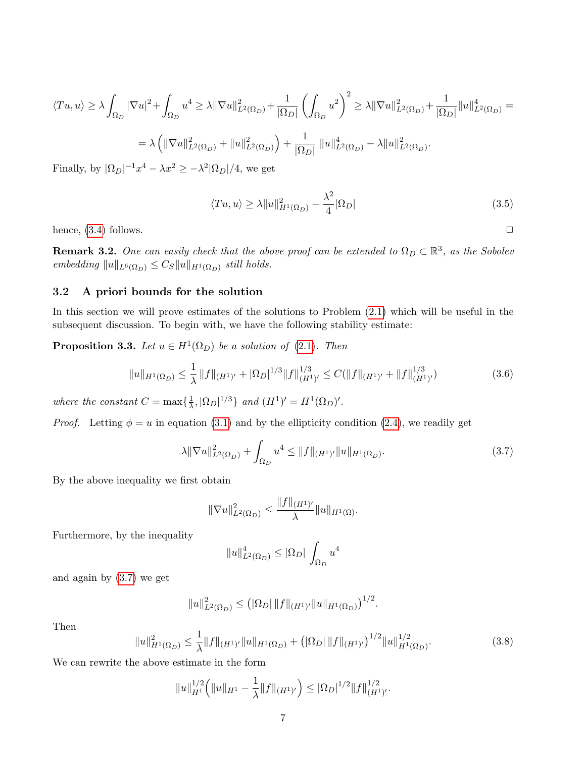$$\langle Tu, u\rangle \geq \lambda \int_{\Omega_D} |\nabla u|^2 + \int_{\Omega_D} u^4 \geq \lambda \|\nabla u\|^2_{L^2(\Omega_D)} + \frac{1}{|\Omega_D|}\left(\int_{\Omega_D} u^2\right)^2 \geq \lambda \|\nabla u\|^2_{L^2(\Omega_D)} + \frac{1}{|\Omega_D|}\|u\|^4_{L^2(\Omega_D)} =$$

$$= \lambda\left(\|\nabla u\|^2_{L^2(\Omega_D)} + \|u\|^2_{L^2(\Omega_D)}\right) + \frac{1}{|\Omega_D|}\,\|u\|^4_{L^2(\Omega_D)} - \lambda \|u\|^2_{L^2(\Omega_D)}.$$

Finally, by $|\Omega_D|^{-1}x^4 - \lambda x^2 \geq -\lambda^2|\Omega_D|/4$, we get

$$\langle Tu, u\rangle \geq \lambda \|u\|^2_{H^1(\Omega_D)} - \frac{\lambda^2}{4}|\Omega_D| \tag{3.5}$$

hence, (3.4) follows. $\square$

**Remark 3.2.** *One can easily check that the above proof can be extended to $\Omega_D \subset \mathbb{R}^3$, as the Sobolev embedding $\|u\|_{L^6(\Omega_D)} \leq C_S \|u\|_{H^1(\Omega_D)}$ still holds.*

### 3.2 A priori bounds for the solution

In this section we will prove estimates of the solutions to Problem (2.1) which will be useful in the subsequent discussion. To begin with, we have the following stability estimate:

**Proposition 3.3.** *Let $u \in H^1(\Omega_D)$ be a solution of (2.1). Then*

$$\|u\|_{H^1(\Omega_D)} \leq \frac{1}{\lambda}\|f\|_{(H^1)'} + |\Omega_D|^{1/3}\|f\|^{1/3}_{(H^1)'} \leq C(\|f\|_{(H^1)'} + \|f\|^{1/3}_{(H^1)'}) \tag{3.6}$$

*where the constant $C = \max\{\frac{1}{\lambda}, |\Omega_D|^{1/3}\}$ and $(H^1)' = H^1(\Omega_D)'$.*

*Proof.* Letting $\phi = u$ in equation (3.1) and by the ellipticity condition (2.4), we readily get

$$\lambda \|\nabla u\|^2_{L^2(\Omega_D)} + \int_{\Omega_D} u^4 \leq \|f\|_{(H^1)'}\|u\|_{H^1(\Omega_D)}. \tag{3.7}$$

By the above inequality we first obtain

$$\|\nabla u\|^2_{L^2(\Omega_D)} \leq \frac{\|f\|_{(H^1)'}}{\lambda}\|u\|_{H^1(\Omega)}.$$

Furthermore, by the inequality

$$\|u\|^4_{L^2(\Omega_D)} \leq |\Omega_D| \int_{\Omega_D} u^4$$

and again by (3.7) we get

$$\|u\|^2_{L^2(\Omega_D)} \leq \left(|\Omega_D|\,\|f\|_{(H^1)'}\|u\|_{H^1(\Omega_D)}\right)^{1/2}.$$

Then

$$\|u\|^2_{H^1(\Omega_D)} \leq \frac{1}{\lambda}\|f\|_{(H^1)'}\|u\|_{H^1(\Omega_D)} + \left(|\Omega_D|\,\|f\|_{(H^1)'}\right)^{1/2}\|u\|^{1/2}_{H^1(\Omega_D)}. \tag{3.8}$$

We can rewrite the above estimate in the form

$$\|u\|^{1/2}_{H^1}\Big(\|u\|_{H^1} - \frac{1}{\lambda}\|f\|_{(H^1)'}\Big) \leq |\Omega_D|^{1/2}\|f\|^{1/2}_{(H^1)'}.$$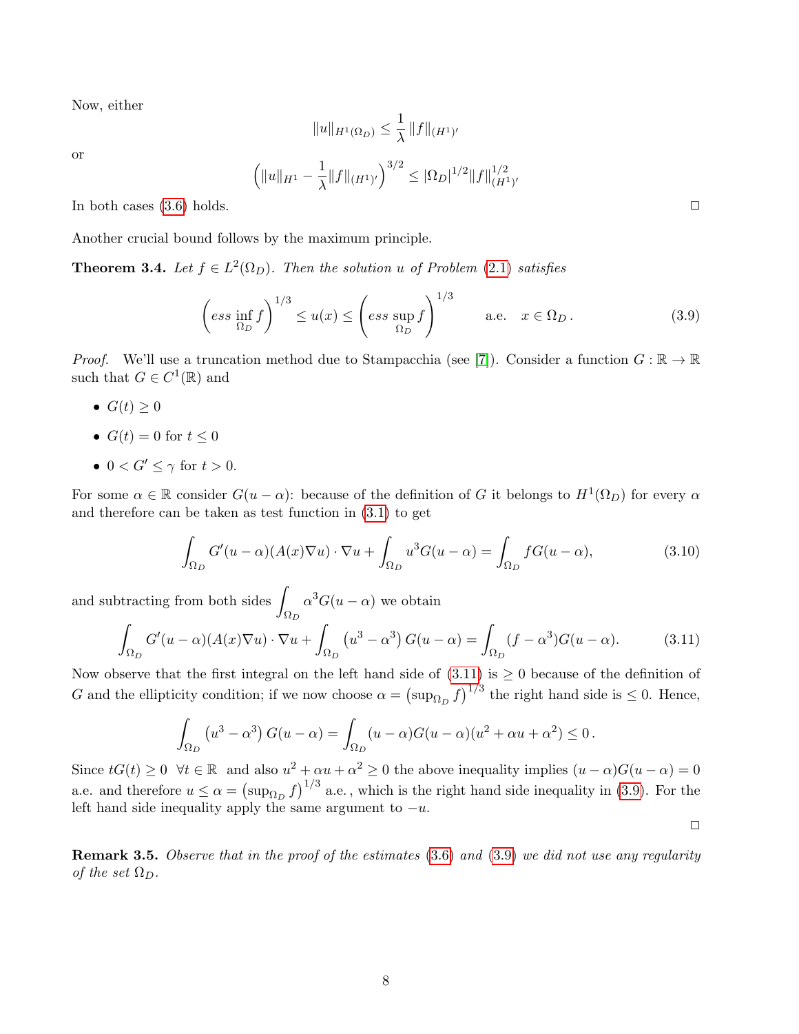Now, either

$$\|u\|_{H^1(\Omega_D)} \leq \frac{1}{\lambda}\|f\|_{(H^1)'}$$

or

$$\Big(\|u\|_{H^1} - \frac{1}{\lambda}\|f\|_{(H^1)'}\Big)^{3/2} \leq |\Omega_D|^{1/2}\|f\|_{(H^1)'}^{1/2}$$

In both cases (3.6) holds. □

Another crucial bound follows by the maximum principle.

**Theorem 3.4.** *Let $f \in L^2(\Omega_D)$. Then the solution $u$ of Problem (2.1) satisfies*

$$\left(ess \inf_{\Omega_D} f\right)^{1/3} \leq u(x) \leq \left(ess \sup_{\Omega_D} f\right)^{1/3} \qquad \text{a.e.} \quad x \in \Omega_D\,. \tag{3.9}$$

*Proof.* We'll use a truncation method due to Stampacchia (see [7]). Consider a function $G : \mathbb{R} \to \mathbb{R}$ such that $G \in C^1(\mathbb{R})$ and

- $G(t) \geq 0$
- $G(t) = 0$ for $t \leq 0$
- $0 < G' \leq \gamma$ for $t > 0$.

For some $\alpha \in \mathbb{R}$ consider $G(u - \alpha)$: because of the definition of $G$ it belongs to $H^1(\Omega_D)$ for every $\alpha$ and therefore can be taken as test function in (3.1) to get

$$\int_{\Omega_D} G'(u-\alpha)(A(x)\nabla u)\cdot \nabla u + \int_{\Omega_D} u^3 G(u-\alpha) = \int_{\Omega_D} f G(u-\alpha), \tag{3.10}$$

and subtracting from both sides $\displaystyle\int_{\Omega_D} \alpha^3 G(u-\alpha)$ we obtain

$$\int_{\Omega_D} G'(u-\alpha)(A(x)\nabla u)\cdot \nabla u + \int_{\Omega_D} \left(u^3 - \alpha^3\right) G(u-\alpha) = \int_{\Omega_D} (f-\alpha^3) G(u-\alpha). \tag{3.11}$$

Now observe that the first integral on the left hand side of (3.11) is $\geq 0$ because of the definition of $G$ and the ellipticity condition; if we now choose $\alpha = \left(\sup_{\Omega_D} f\right)^{1/3}$ the right hand side is $\leq 0$. Hence,

$$\int_{\Omega_D} \left(u^3 - \alpha^3\right) G(u-\alpha) = \int_{\Omega_D} (u-\alpha) G(u-\alpha)(u^2 + \alpha u + \alpha^2) \leq 0\,.$$

Since $tG(t) \geq 0 \;\; \forall t \in \mathbb{R}$ and also $u^2 + \alpha u + \alpha^2 \geq 0$ the above inequality implies $(u-\alpha)G(u-\alpha) = 0$ a.e. and therefore $u \leq \alpha = \left(\sup_{\Omega_D} f\right)^{1/3}$ a.e. , which is the right hand side inequality in (3.9). For the left hand side inequality apply the same argument to $-u$.

□

**Remark 3.5.** *Observe that in the proof of the estimates (3.6) and (3.9) we did not use any regularity of the set $\Omega_D$.*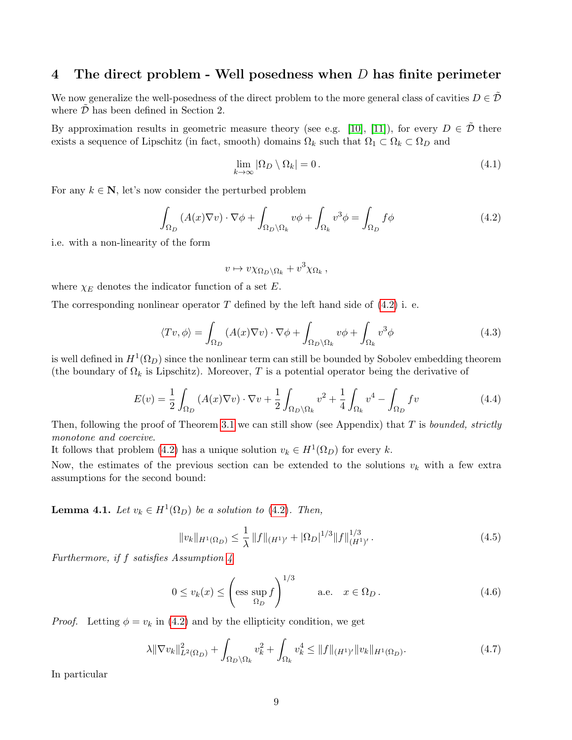## 4 The direct problem - Well posedness when $D$ has finite perimeter

We now generalize the well-posedness of the direct problem to the more general class of cavities $D \in \tilde{\mathcal{D}}$ where $\tilde{\mathcal{D}}$ has been defined in Section 2.

By approximation results in geometric measure theory (see e.g. [10], [11]), for every $D \in \tilde{\mathcal{D}}$ there exists a sequence of Lipschitz (in fact, smooth) domains $\Omega_k$ such that $\Omega_1 \subset \Omega_k \subset \Omega_D$ and

$$
\lim_{k\to\infty} |\Omega_D \setminus \Omega_k| = 0\,. \tag{4.1}
$$

For any $k \in \mathbf{N}$, let's now consider the perturbed problem

$$
\int_{\Omega_D} (A(x)\nabla v)\cdot \nabla\phi + \int_{\Omega_D\setminus\Omega_k} v\phi + \int_{\Omega_k} v^3\phi = \int_{\Omega_D} f\phi \tag{4.2}
$$

i.e. with a non-linearity of the form

$$
v \mapsto v\chi_{\Omega_D\setminus\Omega_k} + v^3\chi_{\Omega_k}\,,
$$

where $\chi_E$ denotes the indicator function of a set $E$.

The corresponding nonlinear operator $T$ defined by the left hand side of (4.2) i. e.

$$
\langle Tv, \phi\rangle = \int_{\Omega_D} (A(x)\nabla v)\cdot\nabla\phi + \int_{\Omega_D\setminus\Omega_k} v\phi + \int_{\Omega_k} v^3\phi \tag{4.3}
$$

is well defined in $H^1(\Omega_D)$ since the nonlinear term can still be bounded by Sobolev embedding theorem (the boundary of $\Omega_k$ is Lipschitz). Moreover, $T$ is a potential operator being the derivative of

$$
E(v) = \frac{1}{2}\int_{\Omega_D} (A(x)\nabla v)\cdot\nabla v + \frac{1}{2}\int_{\Omega_D\setminus\Omega_k} v^2 + \frac{1}{4}\int_{\Omega_k} v^4 - \int_{\Omega_D} fv \tag{4.4}
$$

Then, following the proof of Theorem 3.1 we can still show (see Appendix) that $T$ is *bounded, strictly monotone and coercive*.
It follows that problem (4.2) has a unique solution $v_k \in H^1(\Omega_D)$ for every $k$.
Now, the estimates of the previous section can be extended to the solutions $v_k$ with a few extra assumptions for the second bound:

**Lemma 4.1.** *Let $v_k \in H^1(\Omega_D)$ be a solution to (4.2). Then,*

$$
\|v_k\|_{H^1(\Omega_D)} \le \frac{1}{\lambda}\|f\|_{(H^1)'} + |\Omega_D|^{1/3}\|f\|_{(H^1)'}^{1/3}\,. \tag{4.5}
$$

*Furthermore, if $f$ satisfies Assumption 4*

$$
0 \le v_k(x) \le \left(\operatorname*{ess\,sup}_{\Omega_D} f\right)^{1/3} \qquad \text{a.e.} \quad x \in \Omega_D\,. \tag{4.6}
$$

*Proof.* Letting $\phi = v_k$ in (4.2) and by the ellipticity condition, we get

$$
\lambda\|\nabla v_k\|^2_{L^2(\Omega_D)} + \int_{\Omega_D\setminus\Omega_k} v_k^2 + \int_{\Omega_k} v_k^4 \le \|f\|_{(H^1)'}\|v_k\|_{H^1(\Omega_D)}. \tag{4.7}
$$

In particular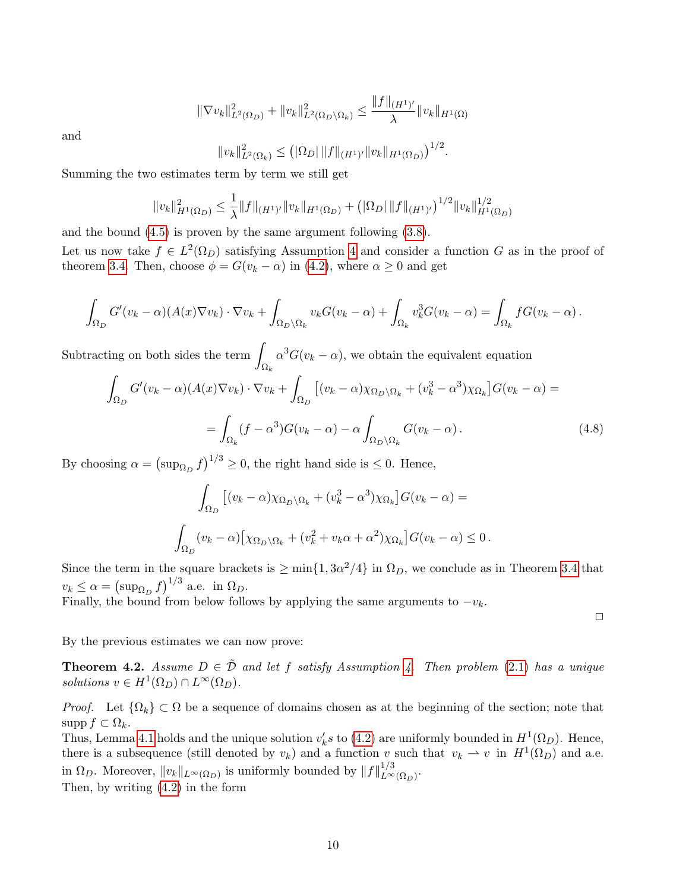$$\|\nabla v_k\|^2_{L^2(\Omega_D)} + \|v_k\|^2_{L^2(\Omega_D\setminus\Omega_k)} \leq \frac{\|f\|_{(H^1)'}}{\lambda}\|v_k\|_{H^1(\Omega)}$$

and

$$\|v_k\|^2_{L^2(\Omega_k)} \leq \left(|\Omega_D|\,\|f\|_{(H^1)'}\|v_k\|_{H^1(\Omega_D)}\right)^{1/2}.$$

Summing the two estimates term by term we still get

$$\|v_k\|^2_{H^1(\Omega_D)} \leq \frac{1}{\lambda}\|f\|_{(H^1)'}\|v_k\|_{H^1(\Omega_D)} + \left(|\Omega_D|\,\|f\|_{(H^1)'}\right)^{1/2}\|v_k\|^{1/2}_{H^1(\Omega_D)}$$

and the bound (4.5) is proven by the same argument following (3.8).

Let us now take $f \in L^2(\Omega_D)$ satisfying Assumption 4 and consider a function $G$ as in the proof of theorem 3.4. Then, choose $\phi = G(v_k - \alpha)$ in (4.2), where $\alpha \geq 0$ and get

$$\int_{\Omega_D} G'(v_k-\alpha)(A(x)\nabla v_k)\cdot\nabla v_k + \int_{\Omega_D\setminus\Omega_k} v_k G(v_k-\alpha) + \int_{\Omega_k} v_k^3 G(v_k-\alpha) = \int_{\Omega_k} fG(v_k-\alpha)\,.$$

Subtracting on both sides the term $\displaystyle\int_{\Omega_k}\alpha^3 G(v_k-\alpha)$, we obtain the equivalent equation

$$\int_{\Omega_D} G'(v_k-\alpha)(A(x)\nabla v_k)\cdot\nabla v_k + \int_{\Omega_D}\left[(v_k-\alpha)\chi_{\Omega_D\setminus\Omega_k} + (v_k^3-\alpha^3)\chi_{\Omega_k}\right]G(v_k-\alpha) =$$

$$= \int_{\Omega_k}(f-\alpha^3)G(v_k-\alpha) - \alpha\int_{\Omega_D\setminus\Omega_k} G(v_k-\alpha)\,. \tag{4.8}$$

By choosing $\alpha = \left(\sup_{\Omega_D} f\right)^{1/3} \geq 0$, the right hand side is $\leq 0$. Hence,

$$\int_{\Omega_D}\left[(v_k-\alpha)\chi_{\Omega_D\setminus\Omega_k} + (v_k^3-\alpha^3)\chi_{\Omega_k}\right]G(v_k-\alpha) =$$

$$\int_{\Omega_D}(v_k-\alpha)\left[\chi_{\Omega_D\setminus\Omega_k} + (v_k^2+v_k\alpha+\alpha^2)\chi_{\Omega_k}\right]G(v_k-\alpha) \leq 0\,.$$

Since the term in the square brackets is $\geq \min\{1, 3\alpha^2/4\}$ in $\Omega_D$, we conclude as in Theorem 3.4 that $v_k \leq \alpha = \left(\sup_{\Omega_D} f\right)^{1/3}$ a.e. in $\Omega_D$.

Finally, the bound from below follows by applying the same arguments to $-v_k$.

□

By the previous estimates we can now prove:

**Theorem 4.2.** *Assume $D \in \tilde{\mathcal{D}}$ and let $f$ satisfy Assumption 4. Then problem (2.1) has a unique solutions $v \in H^1(\Omega_D) \cap L^\infty(\Omega_D)$.*

*Proof.* Let $\{\Omega_k\} \subset \Omega$ be a sequence of domains chosen as at the beginning of the section; note that $\operatorname{supp} f \subset \Omega_k$.

Thus, Lemma 4.1 holds and the unique solution $v_k's$ to (4.2) are uniformly bounded in $H^1(\Omega_D)$. Hence, there is a subsequence (still denoted by $v_k$) and a function $v$ such that $v_k \rightharpoonup v$ in $H^1(\Omega_D)$ and a.e. in $\Omega_D$. Moreover, $\|v_k\|_{L^\infty(\Omega_D)}$ is uniformly bounded by $\|f\|^{1/3}_{L^\infty(\Omega_D)}$.

Then, by writing (4.2) in the form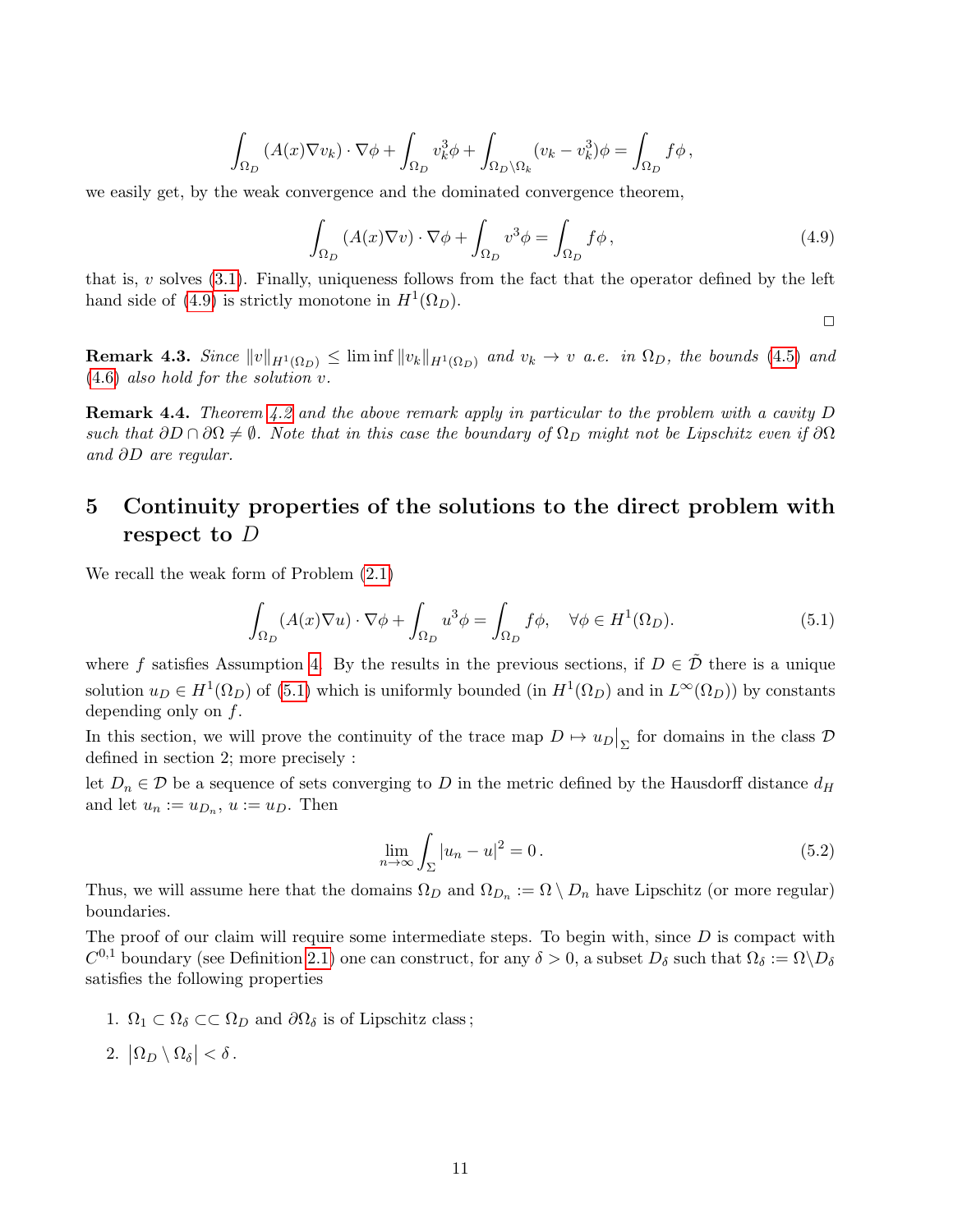$$\int_{\Omega_D} (A(x)\nabla v_k) \cdot \nabla \phi + \int_{\Omega_D} v_k^3 \phi + \int_{\Omega_D \setminus \Omega_k} (v_k - v_k^3)\phi = \int_{\Omega_D} f\phi\,,$$

we easily get, by the weak convergence and the dominated convergence theorem,

$$\int_{\Omega_D} (A(x)\nabla v) \cdot \nabla \phi + \int_{\Omega_D} v^3 \phi = \int_{\Omega_D} f\phi\,, \tag{4.9}$$

that is, $v$ solves (3.1). Finally, uniqueness follows from the fact that the operator defined by the left hand side of (4.9) is strictly monotone in $H^1(\Omega_D)$.

□

**Remark 4.3.** *Since $\|v\|_{H^1(\Omega_D)} \le \liminf \|v_k\|_{H^1(\Omega_D)}$ and $v_k \to v$ a.e. in $\Omega_D$, the bounds (4.5) and (4.6) also hold for the solution $v$.*

**Remark 4.4.** *Theorem 4.2 and the above remark apply in particular to the problem with a cavity $D$ such that $\partial D \cap \partial\Omega \neq \emptyset$. Note that in this case the boundary of $\Omega_D$ might not be Lipschitz even if $\partial\Omega$ and $\partial D$ are regular.*

# 5 Continuity properties of the solutions to the direct problem with respect to $D$

We recall the weak form of Problem (2.1)

$$\int_{\Omega_D} (A(x)\nabla u) \cdot \nabla \phi + \int_{\Omega_D} u^3 \phi = \int_{\Omega_D} f\phi, \quad \forall \phi \in H^1(\Omega_D). \tag{5.1}$$

where $f$ satisfies Assumption 4. By the results in the previous sections, if $D \in \tilde{\mathcal{D}}$ there is a unique solution $u_D \in H^1(\Omega_D)$ of (5.1) which is uniformly bounded (in $H^1(\Omega_D)$ and in $L^\infty(\Omega_D)$) by constants depending only on $f$.

In this section, we will prove the continuity of the trace map $D \mapsto u_D\big|_\Sigma$ for domains in the class $\mathcal{D}$ defined in section 2; more precisely :

let $D_n \in \mathcal{D}$ be a sequence of sets converging to $D$ in the metric defined by the Hausdorff distance $d_H$ and let $u_n := u_{D_n}$, $u := u_D$. Then

$$\lim_{n\to\infty} \int_\Sigma |u_n - u|^2 = 0\,. \tag{5.2}$$

Thus, we will assume here that the domains $\Omega_D$ and $\Omega_{D_n} := \Omega \setminus D_n$ have Lipschitz (or more regular) boundaries.

The proof of our claim will require some intermediate steps. To begin with, since $D$ is compact with $C^{0,1}$ boundary (see Definition 2.1) one can construct, for any $\delta > 0$, a subset $D_\delta$ such that $\Omega_\delta := \Omega \setminus D_\delta$ satisfies the following properties

1. $\Omega_1 \subset \Omega_\delta \subset\subset \Omega_D$ and $\partial\Omega_\delta$ is of Lipschitz class;
2. $\left|\Omega_D \setminus \Omega_\delta\right| < \delta$.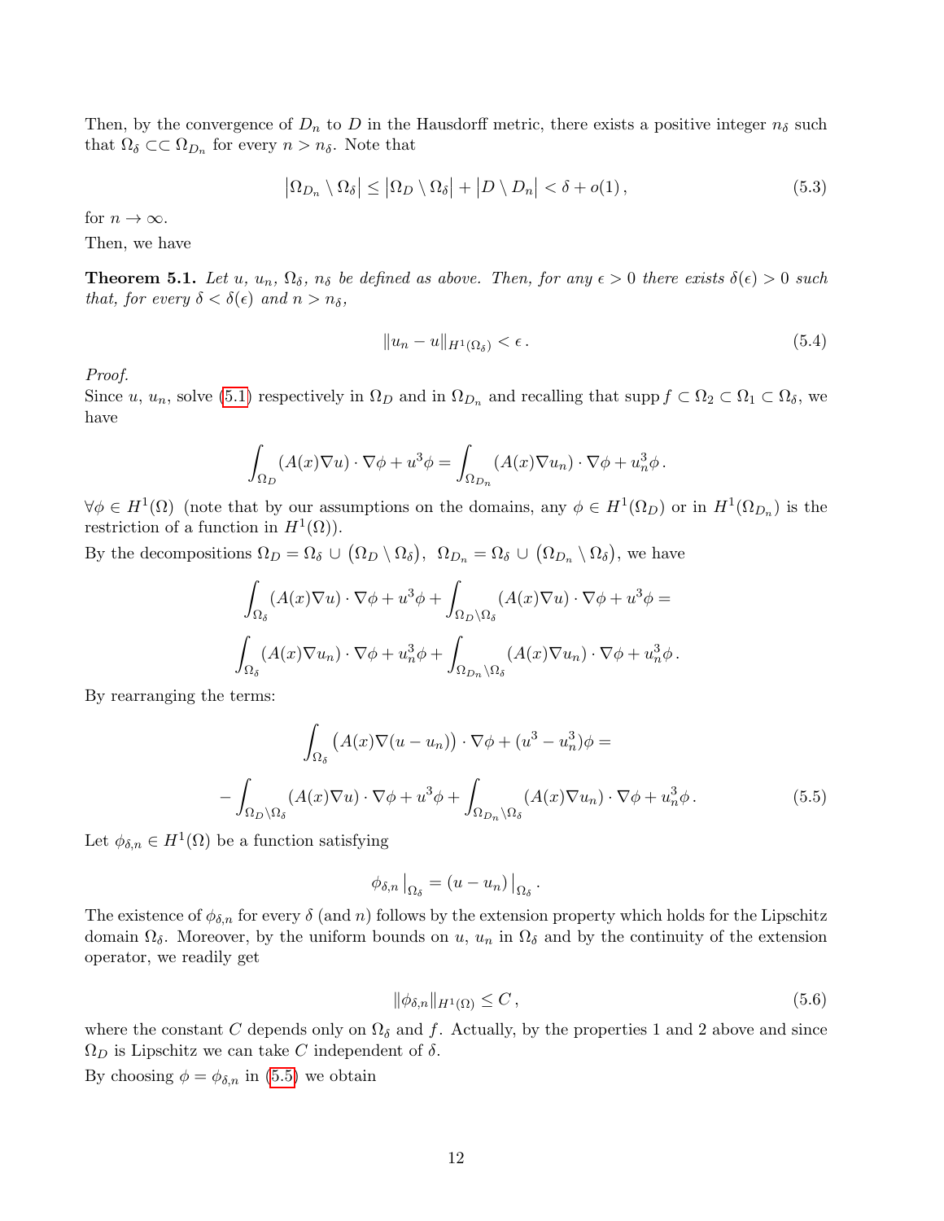Then, by the convergence of $D_n$ to $D$ in the Hausdorff metric, there exists a positive integer $n_\delta$ such that $\Omega_\delta \subset\subset \Omega_{D_n}$ for every $n > n_\delta$. Note that

$$
\left|\Omega_{D_n} \setminus \Omega_\delta\right| \leq \left|\Omega_D \setminus \Omega_\delta\right| + \left|D \setminus D_n\right| < \delta + o(1)\,, \tag{5.3}
$$

for $n \to \infty$.

Then, we have

**Theorem 5.1.** *Let $u$, $u_n$, $\Omega_\delta$, $n_\delta$ be defined as above. Then, for any $\epsilon > 0$ there exists $\delta(\epsilon) > 0$ such that, for every $\delta < \delta(\epsilon)$ and $n > n_\delta$,*

$$
\|u_n - u\|_{H^1(\Omega_\delta)} < \epsilon\,. \tag{5.4}
$$

*Proof.*
Since $u$, $u_n$, solve (5.1) respectively in $\Omega_D$ and in $\Omega_{D_n}$ and recalling that $\operatorname{supp} f \subset \Omega_2 \subset \Omega_1 \subset \Omega_\delta$, we have

$$
\int_{\Omega_D} (A(x)\nabla u) \cdot \nabla \phi + u^3 \phi = \int_{\Omega_{D_n}} (A(x)\nabla u_n) \cdot \nabla \phi + u_n^3 \phi\,.
$$

$\forall \phi \in H^1(\Omega)$ (note that by our assumptions on the domains, any $\phi \in H^1(\Omega_D)$ or in $H^1(\Omega_{D_n})$ is the restriction of a function in $H^1(\Omega)$).

By the decompositions $\Omega_D = \Omega_\delta \cup \left(\Omega_D \setminus \Omega_\delta\right)$, $\;\Omega_{D_n} = \Omega_\delta \cup \left(\Omega_{D_n} \setminus \Omega_\delta\right)$, we have

$$
\int_{\Omega_\delta} (A(x)\nabla u) \cdot \nabla \phi + u^3 \phi + \int_{\Omega_D \setminus \Omega_\delta} (A(x)\nabla u) \cdot \nabla \phi + u^3 \phi =
$$

$$
\int_{\Omega_\delta} (A(x)\nabla u_n) \cdot \nabla \phi + u_n^3 \phi + \int_{\Omega_{D_n} \setminus \Omega_\delta} (A(x)\nabla u_n) \cdot \nabla \phi + u_n^3 \phi\,.
$$

By rearranging the terms:

$$
\int_{\Omega_\delta} \big(A(x)\nabla (u - u_n)\big) \cdot \nabla \phi + (u^3 - u_n^3)\phi =
$$

$$
-\int_{\Omega_D \setminus \Omega_\delta} (A(x)\nabla u) \cdot \nabla \phi + u^3 \phi + \int_{\Omega_{D_n} \setminus \Omega_\delta} (A(x)\nabla u_n) \cdot \nabla \phi + u_n^3 \phi\,. \tag{5.5}
$$

Let $\phi_{\delta,n} \in H^1(\Omega)$ be a function satisfying

$$
\phi_{\delta,n}\big|_{\Omega_\delta} = (u - u_n)\big|_{\Omega_\delta}\,.
$$

The existence of $\phi_{\delta,n}$ for every $\delta$ (and $n$) follows by the extension property which holds for the Lipschitz domain $\Omega_\delta$. Moreover, by the uniform bounds on $u$, $u_n$ in $\Omega_\delta$ and by the continuity of the extension operator, we readily get

$$
\|\phi_{\delta,n}\|_{H^1(\Omega)} \leq C\,, \tag{5.6}
$$

where the constant $C$ depends only on $\Omega_\delta$ and $f$. Actually, by the properties 1 and 2 above and since $\Omega_D$ is Lipschitz we can take $C$ independent of $\delta$.

By choosing $\phi = \phi_{\delta,n}$ in (5.5) we obtain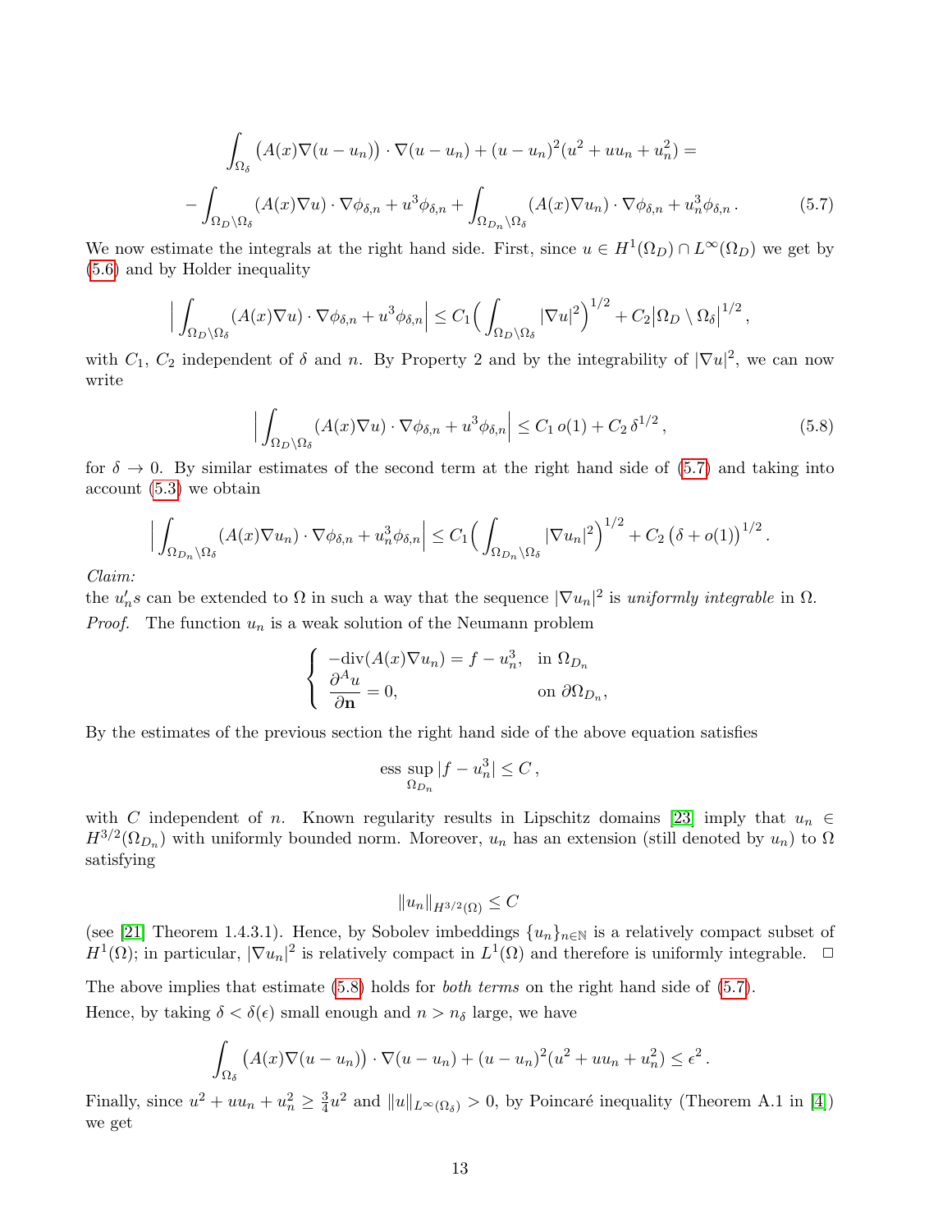$$
\int_{\Omega_\delta} \big(A(x)\nabla(u-u_n)\big)\cdot\nabla(u-u_n) + (u-u_n)^2(u^2+uu_n+u_n^2) =
$$

$$
-\int_{\Omega_D\setminus\Omega_\delta} (A(x)\nabla u)\cdot\nabla\phi_{\delta,n} + u^3\phi_{\delta,n} + \int_{\Omega_{D_n}\setminus\Omega_\delta} (A(x)\nabla u_n)\cdot\nabla\phi_{\delta,n} + u_n^3\phi_{\delta,n}\,. \tag{5.7}
$$

We now estimate the integrals at the right hand side. First, since $u\in H^1(\Omega_D)\cap L^\infty(\Omega_D)$ we get by (5.6) and by Holder inequality

$$
\Big|\int_{\Omega_D\setminus\Omega_\delta} (A(x)\nabla u)\cdot\nabla\phi_{\delta,n} + u^3\phi_{\delta,n}\Big| \le C_1\Big(\int_{\Omega_D\setminus\Omega_\delta}|\nabla u|^2\Big)^{1/2} + C_2\big|\Omega_D\setminus\Omega_\delta\big|^{1/2},
$$

with $C_1$, $C_2$ independent of $\delta$ and $n$. By Property 2 and by the integrability of $|\nabla u|^2$, we can now write

$$
\Big|\int_{\Omega_D\setminus\Omega_\delta} (A(x)\nabla u)\cdot\nabla\phi_{\delta,n} + u^3\phi_{\delta,n}\Big| \le C_1\, o(1) + C_2\,\delta^{1/2}, \tag{5.8}
$$

for $\delta\to 0$. By similar estimates of the second term at the right hand side of (5.7) and taking into account (5.3) we obtain

$$
\Big|\int_{\Omega_{D_n}\setminus\Omega_\delta} (A(x)\nabla u_n)\cdot\nabla\phi_{\delta,n} + u_n^3\phi_{\delta,n}\Big| \le C_1\Big(\int_{\Omega_{D_n}\setminus\Omega_\delta}|\nabla u_n|^2\Big)^{1/2} + C_2\,\big(\delta+o(1)\big)^{1/2}.
$$

*Claim:*
the $u_n's$ can be extended to $\Omega$ in such a way that the sequence $|\nabla u_n|^2$ is *uniformly integrable* in $\Omega$.

*Proof.* The function $u_n$ is a weak solution of the Neumann problem

$$
\begin{cases}
-\mathrm{div}(A(x)\nabla u_n) = f - u_n^3, & \text{in } \Omega_{D_n}\\
\dfrac{\partial^A u}{\partial \mathbf{n}} = 0, & \text{on } \partial\Omega_{D_n},
\end{cases}
$$

By the estimates of the previous section the right hand side of the above equation satisfies

$$
\operatorname*{ess\,sup}_{\Omega_{D_n}} |f - u_n^3| \le C\,,
$$

with $C$ independent of $n$. Known regularity results in Lipschitz domains [23] imply that $u_n\in H^{3/2}(\Omega_{D_n})$ with uniformly bounded norm. Moreover, $u_n$ has an extension (still denoted by $u_n$) to $\Omega$ satisfying

$$
\|u_n\|_{H^{3/2}(\Omega)} \le C
$$

(see [21] Theorem 1.4.3.1). Hence, by Sobolev imbeddings $\{u_n\}_{n\in\mathbb{N}}$ is a relatively compact subset of $H^1(\Omega)$; in particular, $|\nabla u_n|^2$ is relatively compact in $L^1(\Omega)$ and therefore is uniformly integrable. ◻

The above implies that estimate (5.8) holds for *both terms* on the right hand side of (5.7).
Hence, by taking $\delta<\delta(\epsilon)$ small enough and $n>n_\delta$ large, we have

$$
\int_{\Omega_\delta} \big(A(x)\nabla(u-u_n)\big)\cdot\nabla(u-u_n) + (u-u_n)^2(u^2+uu_n+u_n^2) \le \epsilon^2\,.
$$

Finally, since $u^2+uu_n+u_n^2\ge \frac{3}{4}u^2$ and $\|u\|_{L^\infty(\Omega_\delta)}>0$, by Poincaré inequality (Theorem A.1 in [4]) we get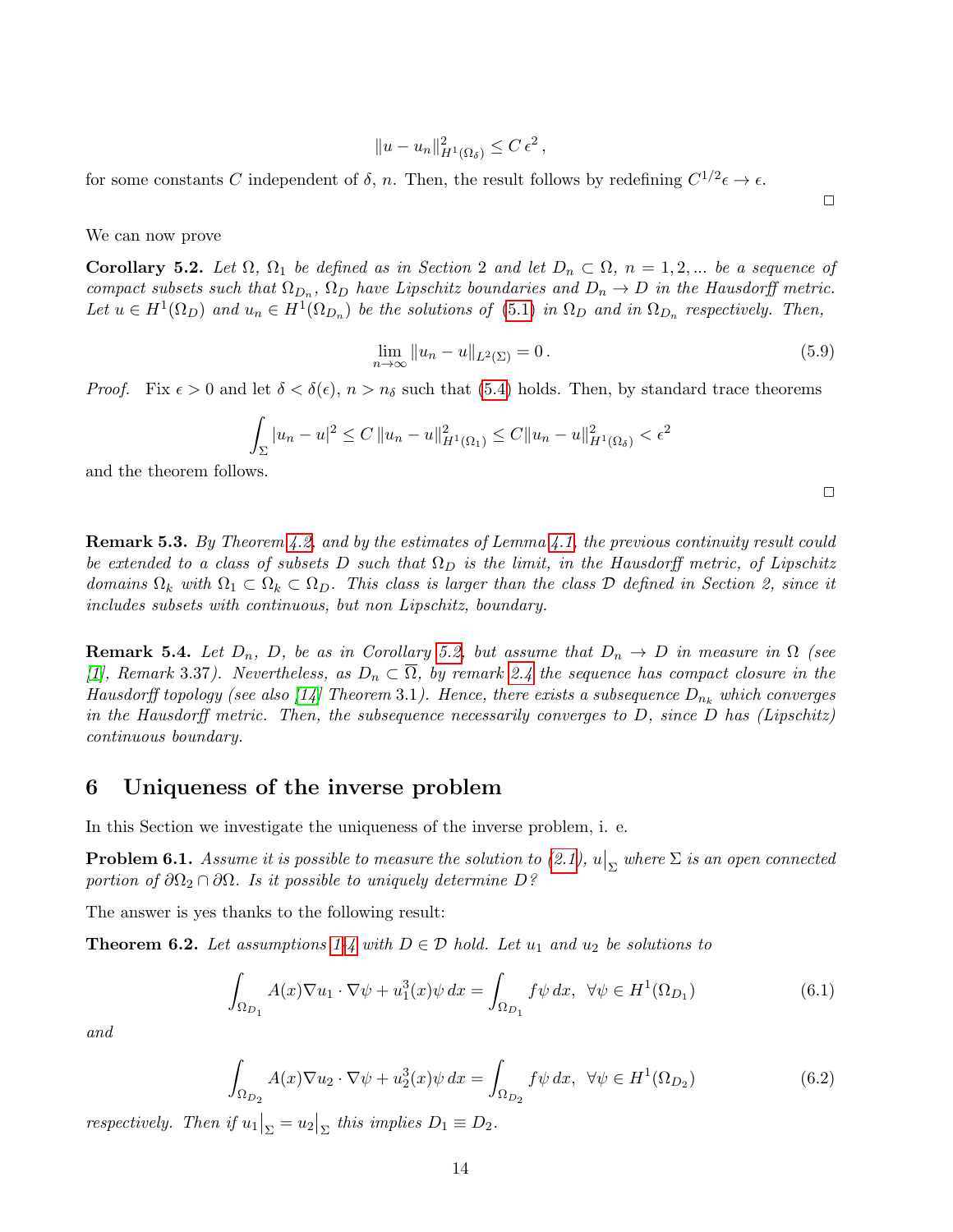$$\|u - u_n\|^2_{H^1(\Omega_\delta)} \leq C\,\epsilon^2\,,$$

for some constants $C$ independent of $\delta$, $n$. Then, the result follows by redefining $C^{1/2}\epsilon \to \epsilon$.

□

We can now prove

**Corollary 5.2.** *Let $\Omega$, $\Omega_1$ be defined as in Section 2 and let $D_n \subset \Omega$, $n = 1, 2, ...$ be a sequence of compact subsets such that $\Omega_{D_n}$, $\Omega_D$ have Lipschitz boundaries and $D_n \to D$ in the Hausdorff metric. Let $u \in H^1(\Omega_D)$ and $u_n \in H^1(\Omega_{D_n})$ be the solutions of (5.1) in $\Omega_D$ and in $\Omega_{D_n}$ respectively. Then,*

$$\lim_{n\to\infty} \|u_n - u\|_{L^2(\Sigma)} = 0\,. \tag{5.9}$$

*Proof.* Fix $\epsilon > 0$ and let $\delta < \delta(\epsilon)$, $n > n_\delta$ such that (5.4) holds. Then, by standard trace theorems

$$\int_\Sigma |u_n - u|^2 \leq C\,\|u_n - u\|^2_{H^1(\Omega_1)} \leq C\|u_n - u\|^2_{H^1(\Omega_\delta)} < \epsilon^2$$

and the theorem follows.

□

**Remark 5.3.** *By Theorem 4.2, and by the estimates of Lemma 4.1, the previous continuity result could be extended to a class of subsets $D$ such that $\Omega_D$ is the limit, in the Hausdorff metric, of Lipschitz domains $\Omega_k$ with $\Omega_1 \subset \Omega_k \subset \Omega_D$. This class is larger than the class $\mathcal{D}$ defined in Section 2, since it includes subsets with continuous, but non Lipschitz, boundary.*

**Remark 5.4.** *Let $D_n$, $D$, be as in Corollary 5.2, but assume that $D_n \to D$ in measure in $\Omega$ (see [1], Remark 3.37). Nevertheless, as $D_n \subset \overline{\Omega}$, by remark 2.4 the sequence has compact closure in the Hausdorff topology (see also [14] Theorem 3.1). Hence, there exists a subsequence $D_{n_k}$ which converges in the Hausdorff metric. Then, the subsequence necessarily converges to $D$, since $D$ has (Lipschitz) continuous boundary.*

## 6 Uniqueness of the inverse problem

In this Section we investigate the uniqueness of the inverse problem, i. e.

**Problem 6.1.** *Assume it is possible to measure the solution to (2.1), $u\big|_\Sigma$ where $\Sigma$ is an open connected portion of $\partial\Omega_2 \cap \partial\Omega$. Is it possible to uniquely determine $D$?*

The answer is yes thanks to the following result:

**Theorem 6.2.** *Let assumptions 1-4 with $D \in \mathcal{D}$ hold. Let $u_1$ and $u_2$ be solutions to*

$$\int_{\Omega_{D_1}} A(x)\nabla u_1 \cdot \nabla \psi + u_1^3(x)\psi\, dx = \int_{\Omega_{D_1}} f\psi\, dx, \;\; \forall \psi \in H^1(\Omega_{D_1}) \tag{6.1}$$

*and*

$$\int_{\Omega_{D_2}} A(x)\nabla u_2 \cdot \nabla \psi + u_2^3(x)\psi\, dx = \int_{\Omega_{D_2}} f\psi\, dx, \;\; \forall \psi \in H^1(\Omega_{D_2}) \tag{6.2}$$

*respectively. Then if $u_1\big|_\Sigma = u_2\big|_\Sigma$ this implies $D_1 \equiv D_2$.*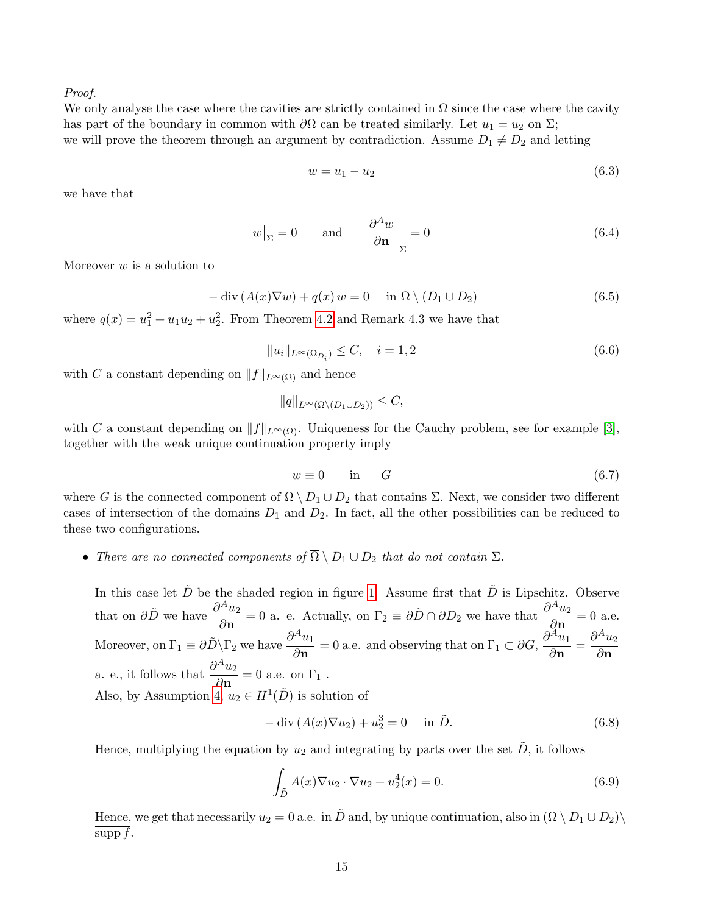*Proof.*
We only analyse the case where the cavities are strictly contained in $\Omega$ since the case where the cavity has part of the boundary in common with $\partial\Omega$ can be treated similarly. Let $u_1 = u_2$ on $\Sigma$;
we will prove the theorem through an argument by contradiction. Assume $D_1 \neq D_2$ and letting

$$w = u_1 - u_2 \tag{6.3}$$

we have that

$$w\big|_{\Sigma} = 0 \qquad \text{and} \qquad \frac{\partial^A w}{\partial \mathbf{n}}\bigg|_{\Sigma} = 0 \tag{6.4}$$

Moreover $w$ is a solution to

$$-\operatorname{div}(A(x)\nabla w) + q(x)\, w = 0 \quad \text{ in } \Omega \setminus (D_1 \cup D_2) \tag{6.5}$$

where $q(x) = u_1^2 + u_1 u_2 + u_2^2$. From Theorem 4.2 and Remark 4.3 we have that

$$\|u_i\|_{L^\infty(\Omega_{D_i})} \le C, \quad i = 1, 2 \tag{6.6}$$

with $C$ a constant depending on $\|f\|_{L^\infty(\Omega)}$ and hence

$$\|q\|_{L^\infty(\Omega \setminus (D_1 \cup D_2))} \le C,$$

with $C$ a constant depending on $\|f\|_{L^\infty(\Omega)}$. Uniqueness for the Cauchy problem, see for example [3], together with the weak unique continuation property imply

$$w \equiv 0 \qquad \text{in} \qquad G \tag{6.7}$$

where $G$ is the connected component of $\overline{\Omega} \setminus D_1 \cup D_2$ that contains $\Sigma$. Next, we consider two different cases of intersection of the domains $D_1$ and $D_2$. In fact, all the other possibilities can be reduced to these two configurations.

- *There are no connected components of $\overline{\Omega} \setminus D_1 \cup D_2$ that do not contain $\Sigma$.*

  In this case let $\tilde{D}$ be the shaded region in figure 1. Assume first that $\tilde{D}$ is Lipschitz. Observe that on $\partial\tilde{D}$ we have $\dfrac{\partial^A u_2}{\partial \mathbf{n}} = 0$ a. e. Actually, on $\Gamma_2 \equiv \partial\tilde{D} \cap \partial D_2$ we have that $\dfrac{\partial^A u_2}{\partial \mathbf{n}} = 0$ a.e. Moreover, on $\Gamma_1 \equiv \partial\tilde{D} \setminus \Gamma_2$ we have $\dfrac{\partial^A u_1}{\partial \mathbf{n}} = 0$ a.e. and observing that on $\Gamma_1 \subset \partial G$, $\dfrac{\partial^A u_1}{\partial \mathbf{n}} = \dfrac{\partial^A u_2}{\partial \mathbf{n}}$ a. e., it follows that $\dfrac{\partial^A u_2}{\partial \mathbf{n}} = 0$ a.e. on $\Gamma_1$ .
  Also, by Assumption 4, $u_2 \in H^1(\tilde{D})$ is solution of

  $$-\operatorname{div}(A(x)\nabla u_2) + u_2^3 = 0 \quad \text{ in } \tilde{D}. \tag{6.8}$$

  Hence, multiplying the equation by $u_2$ and integrating by parts over the set $\tilde{D}$, it follows

  $$\int_{\tilde{D}} A(x)\nabla u_2 \cdot \nabla u_2 + u_2^4(x) = 0. \tag{6.9}$$

  Hence, we get that necessarily $u_2 = 0$ a.e. in $\tilde{D}$ and, by unique continuation, also in $(\Omega \setminus D_1 \cup D_2) \setminus \operatorname{supp} f$.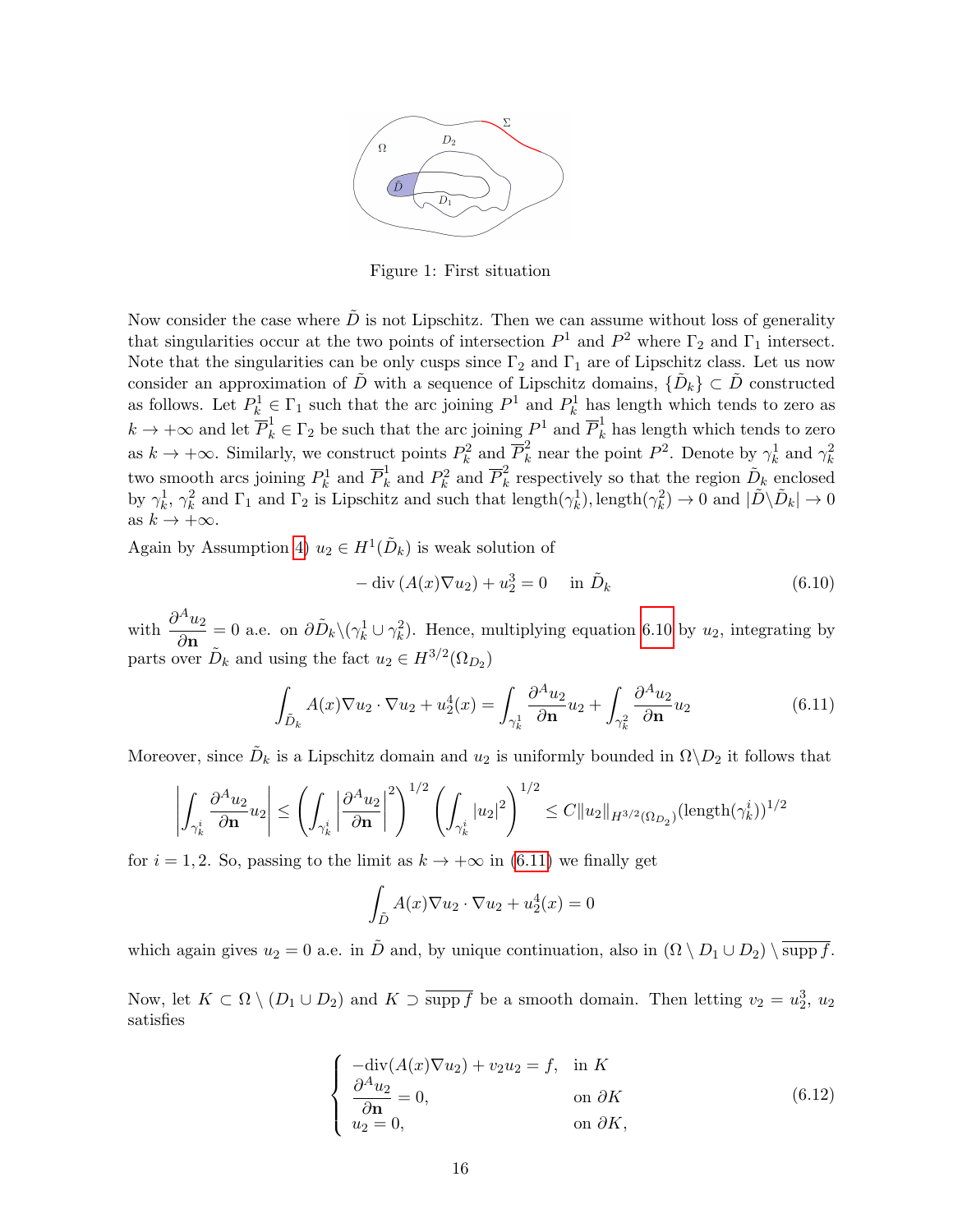Figure 1: First situation

Now consider the case where $\tilde{D}$ is not Lipschitz. Then we can assume without loss of generality that singularities occur at the two points of intersection $P^1$ and $P^2$ where $\Gamma_2$ and $\Gamma_1$ intersect. Note that the singularities can be only cusps since $\Gamma_2$ and $\Gamma_1$ are of Lipschitz class. Let us now consider an approximation of $\tilde{D}$ with a sequence of Lipschitz domains, $\{\tilde{D}_k\} \subset \tilde{D}$ constructed as follows. Let $P_k^1 \in \Gamma_1$ such that the arc joining $P^1$ and $P_k^1$ has length which tends to zero as $k \to +\infty$ and let $\overline{P}_k^1 \in \Gamma_2$ be such that the arc joining $P^1$ and $\overline{P}_k^1$ has length which tends to zero as $k \to +\infty$. Similarly, we construct points $P_k^2$ and $\overline{P}_k^2$ near the point $P^2$. Denote by $\gamma_k^1$ and $\gamma_k^2$ two smooth arcs joining $P_k^1$ and $\overline{P}_k^1$ and $P_k^2$ and $\overline{P}_k^2$ respectively so that the region $\tilde{D}_k$ enclosed by $\gamma_k^1$, $\gamma_k^2$ and $\Gamma_1$ and $\Gamma_2$ is Lipschitz and such that length$(\gamma_k^1)$, length$(\gamma_k^2) \to 0$ and $|\tilde{D} \backslash \tilde{D}_k| \to 0$ as $k \to +\infty$.

Again by Assumption 4) $u_2 \in H^1(\tilde{D}_k)$ is weak solution of

$$- \operatorname{div}(A(x)\nabla u_2) + u_2^3 = 0 \quad \text{in } \tilde{D}_k \tag{6.10}$$

with $\dfrac{\partial^A u_2}{\partial \mathbf{n}} = 0$ a.e. on $\partial\tilde{D}_k \backslash (\gamma_k^1 \cup \gamma_k^2)$. Hence, multiplying equation 6.10 by $u_2$, integrating by parts over $\tilde{D}_k$ and using the fact $u_2 \in H^{3/2}(\Omega_{D_2})$

$$\int_{\tilde{D}_k} A(x)\nabla u_2 \cdot \nabla u_2 + u_2^4(x) = \int_{\gamma_k^1} \frac{\partial^A u_2}{\partial \mathbf{n}} u_2 + \int_{\gamma_k^2} \frac{\partial^A u_2}{\partial \mathbf{n}} u_2 \tag{6.11}$$

Moreover, since $\tilde{D}_k$ is a Lipschitz domain and $u_2$ is uniformly bounded in $\Omega \backslash D_2$ it follows that

$$\left| \int_{\gamma_k^i} \frac{\partial^A u_2}{\partial \mathbf{n}} u_2 \right| \le \left( \int_{\gamma_k^i} \left| \frac{\partial^A u_2}{\partial \mathbf{n}} \right|^2 \right)^{1/2} \left( \int_{\gamma_k^i} |u_2|^2 \right)^{1/2} \le C \|u_2\|_{H^{3/2}(\Omega_{D_2})} (\text{length}(\gamma_k^i))^{1/2}$$

for $i = 1, 2$. So, passing to the limit as $k \to +\infty$ in (6.11) we finally get

$$\int_{\tilde{D}} A(x)\nabla u_2 \cdot \nabla u_2 + u_2^4(x) = 0$$

which again gives $u_2 = 0$ a.e. in $\tilde{D}$ and, by unique continuation, also in $(\Omega \setminus D_1 \cup D_2) \setminus \overline{\operatorname{supp} f}$.

Now, let $K \subset \Omega \setminus (D_1 \cup D_2)$ and $K \supset \overline{\operatorname{supp} f}$ be a smooth domain. Then letting $v_2 = u_2^3$, $u_2$ satisfies

$$\begin{cases} -\operatorname{div}(A(x)\nabla u_2) + v_2 u_2 = f, & \text{in } K \\ \dfrac{\partial^A u_2}{\partial \mathbf{n}} = 0, & \text{on } \partial K \\ u_2 = 0, & \text{on } \partial K, \end{cases} \tag{6.12}$$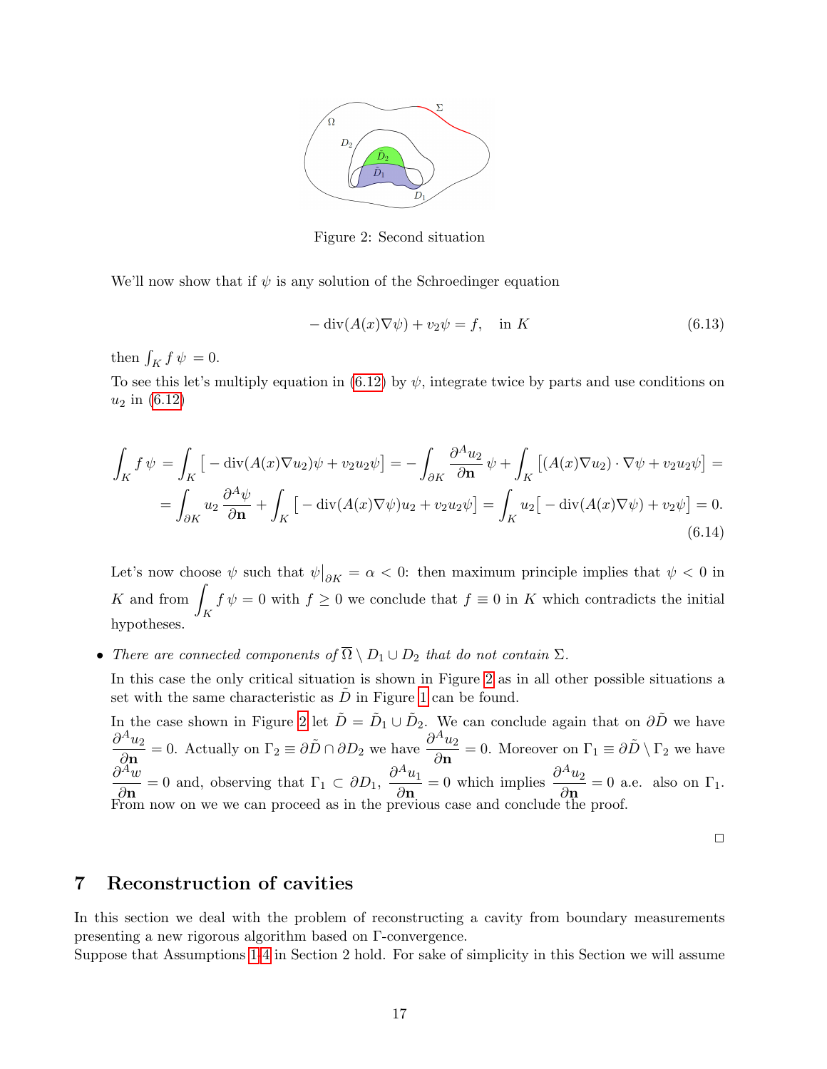Figure 2: Second situation

We'll now show that if $\psi$ is any solution of the Schroedinger equation

$$
-\operatorname{div}(A(x)\nabla\psi) + v_2\psi = f, \quad \text{in } K \tag{6.13}
$$

then $\int_K f\,\psi = 0$.

To see this let's multiply equation in (6.12) by $\psi$, integrate twice by parts and use conditions on $u_2$ in (6.12)

$$
\begin{aligned}
\int_K f\,\psi &= \int_K \big[-\operatorname{div}(A(x)\nabla u_2)\psi + v_2 u_2 \psi\big] = -\int_{\partial K} \frac{\partial^A u_2}{\partial \mathbf{n}}\,\psi + \int_K \big[(A(x)\nabla u_2)\cdot\nabla\psi + v_2 u_2 \psi\big] = \\
&= \int_{\partial K} u_2\,\frac{\partial^A \psi}{\partial \mathbf{n}} + \int_K \big[-\operatorname{div}(A(x)\nabla\psi)u_2 + v_2 u_2 \psi\big] = \int_K u_2\big[-\operatorname{div}(A(x)\nabla\psi) + v_2\psi\big] = 0.
\end{aligned} \tag{6.14}
$$

Let's now choose $\psi$ such that $\psi\big|_{\partial K} = \alpha < 0$: then maximum principle implies that $\psi < 0$ in $K$ and from $\displaystyle\int_K f\,\psi = 0$ with $f \geq 0$ we conclude that $f \equiv 0$ in $K$ which contradicts the initial hypotheses.

- *There are connected components of $\overline{\Omega} \setminus D_1 \cup D_2$ that do not contain $\Sigma$.*

  In this case the only critical situation is shown in Figure 2 as in all other possible situations a set with the same characteristic as $\tilde{D}$ in Figure 1 can be found.

  In the case shown in Figure 2 let $\tilde{D} = \tilde{D}_1 \cup \tilde{D}_2$. We can conclude again that on $\partial\tilde{D}$ we have $\dfrac{\partial^A u_2}{\partial \mathbf{n}} = 0$. Actually on $\Gamma_2 \equiv \partial\tilde{D} \cap \partial D_2$ we have $\dfrac{\partial^A u_2}{\partial \mathbf{n}} = 0$. Moreover on $\Gamma_1 \equiv \partial\tilde{D} \setminus \Gamma_2$ we have $\dfrac{\partial^A w}{\partial \mathbf{n}} = 0$ and, observing that $\Gamma_1 \subset \partial D_1$, $\dfrac{\partial^A u_1}{\partial \mathbf{n}} = 0$ which implies $\dfrac{\partial^A u_2}{\partial \mathbf{n}} = 0$ a.e. also on $\Gamma_1$. From now on we we can proceed as in the previous case and conclude the proof.

□

## 7 Reconstruction of cavities

In this section we deal with the problem of reconstructing a cavity from boundary measurements presenting a new rigorous algorithm based on $\Gamma$-convergence.

Suppose that Assumptions 1-4 in Section 2 hold. For sake of simplicity in this Section we will assume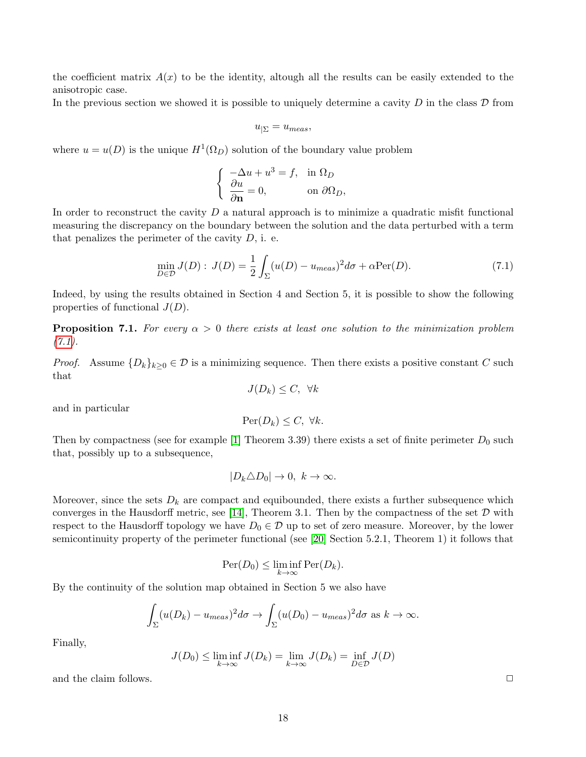the coefficient matrix $A(x)$ to be the identity, altough all the results can be easily extended to the anisotropic case.
In the previous section we showed it is possible to uniquely determine a cavity $D$ in the class $\mathcal{D}$ from

$$u_{|\Sigma} = u_{meas},$$

where $u = u(D)$ is the unique $H^1(\Omega_D)$ solution of the boundary value problem

$$\begin{cases} -\Delta u + u^3 = f, & \text{in } \Omega_D \\ \dfrac{\partial u}{\partial \mathbf{n}} = 0, & \text{on } \partial\Omega_D, \end{cases}$$

In order to reconstruct the cavity $D$ a natural approach is to minimize a quadratic misfit functional measuring the discrepancy on the boundary between the solution and the data perturbed with a term that penalizes the perimeter of the cavity $D$, i. e.

$$\min_{D\in\mathcal{D}} J(D): \; J(D) = \frac{1}{2}\int_{\Sigma}(u(D) - u_{meas})^2 d\sigma + \alpha \mathrm{Per}(D). \tag{7.1}$$

Indeed, by using the results obtained in Section 4 and Section 5, it is possible to show the following properties of functional $J(D)$.

**Proposition 7.1.** *For every $\alpha > 0$ there exists at least one solution to the minimization problem (7.1).*

*Proof.* Assume $\{D_k\}_{k\geq 0} \in \mathcal{D}$ is a minimizing sequence. Then there exists a positive constant $C$ such that

$$J(D_k) \leq C, \;\; \forall k$$

and in particular

$$\mathrm{Per}(D_k) \leq C, \; \forall k.$$

Then by compactness (see for example [1] Theorem 3.39) there exists a set of finite perimeter $D_0$ such that, possibly up to a subsequence,

$$|D_k \triangle D_0| \to 0, \; k \to \infty.$$

Moreover, since the sets $D_k$ are compact and equibounded, there exists a further subsequence which converges in the Hausdorff metric, see [14], Theorem 3.1. Then by the compactness of the set $\mathcal{D}$ with respect to the Hausdorff topology we have $D_0 \in \mathcal{D}$ up to set of zero measure. Moreover, by the lower semicontinuity property of the perimeter functional (see [20] Section 5.2.1, Theorem 1) it follows that

$$\mathrm{Per}(D_0) \leq \liminf_{k\to\infty} \mathrm{Per}(D_k).$$

By the continuity of the solution map obtained in Section 5 we also have

$$\int_{\Sigma}(u(D_k) - u_{meas})^2 d\sigma \to \int_{\Sigma}(u(D_0) - u_{meas})^2 d\sigma \text{ as } k \to \infty.$$

Finally,

$$J(D_0) \leq \liminf_{k\to\infty} J(D_k) = \lim_{k\to\infty} J(D_k) = \inf_{D\in\mathcal{D}} J(D)$$

and the claim follows. ◻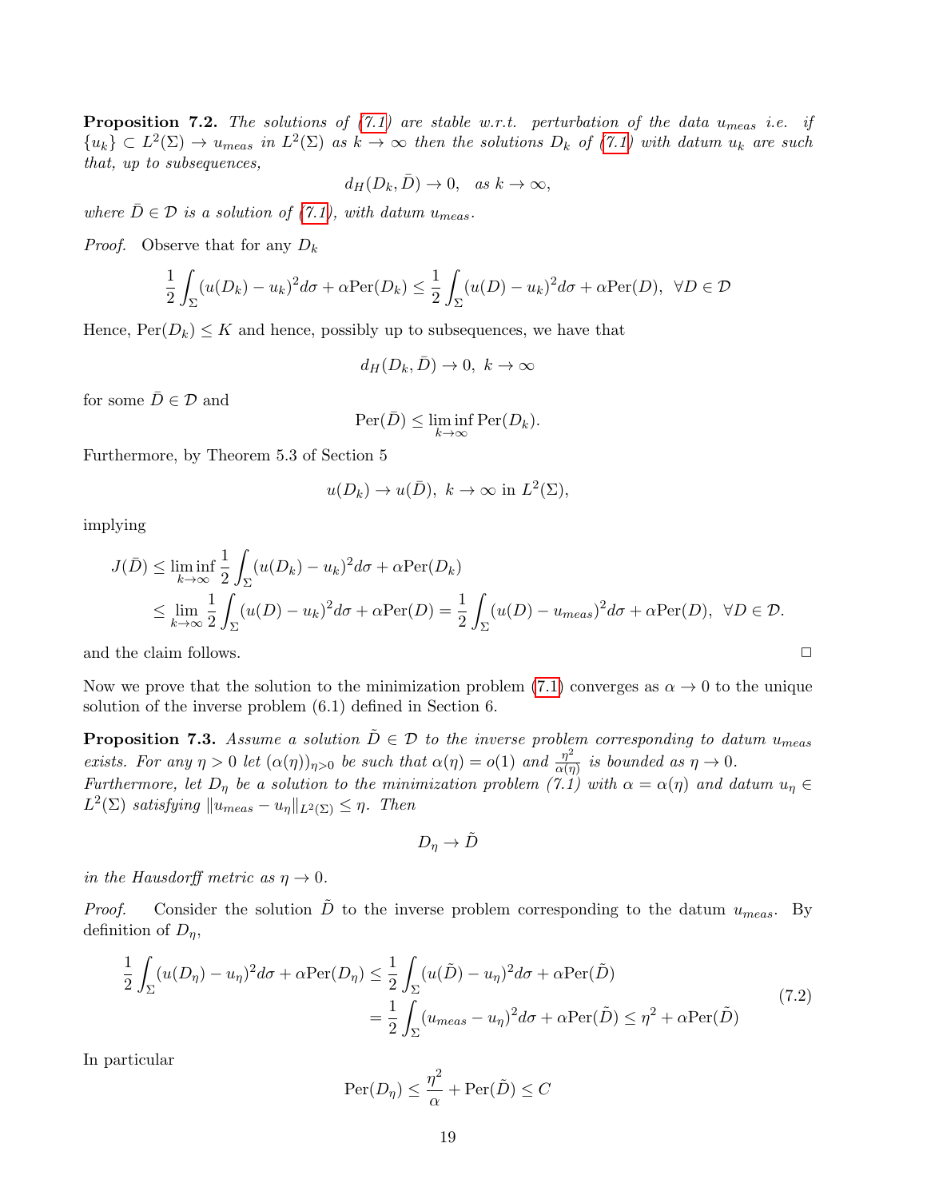**Proposition 7.2.** *The solutions of (7.1) are stable w.r.t. perturbation of the data $u_{meas}$ i.e. if $\{u_k\} \subset L^2(\Sigma) \to u_{meas}$ in $L^2(\Sigma)$ as $k \to \infty$ then the solutions $D_k$ of (7.1) with datum $u_k$ are such that, up to subsequences,*

$$d_H(D_k, \bar{D}) \to 0, \quad \text{as } k \to \infty,$$

*where $\bar{D} \in \mathcal{D}$ is a solution of (7.1), with datum $u_{meas}$.*

*Proof.* Observe that for any $D_k$

$$\frac{1}{2}\int_\Sigma (u(D_k) - u_k)^2 d\sigma + \alpha \text{Per}(D_k) \leq \frac{1}{2}\int_\Sigma (u(D) - u_k)^2 d\sigma + \alpha \text{Per}(D), \ \ \forall D \in \mathcal{D}$$

Hence, $\text{Per}(D_k) \leq K$ and hence, possibly up to subsequences, we have that

$$d_H(D_k, \bar{D}) \to 0, \ k \to \infty$$

for some $\bar{D} \in \mathcal{D}$ and

$$\text{Per}(\bar{D}) \leq \liminf_{k\to\infty} \text{Per}(D_k).$$

Furthermore, by Theorem 5.3 of Section 5

$$u(D_k) \to u(\bar{D}), \ k \to \infty \text{ in } L^2(\Sigma),$$

implying

$$\begin{aligned} J(\bar{D}) &\leq \liminf_{k\to\infty} \frac{1}{2}\int_\Sigma (u(D_k) - u_k)^2 d\sigma + \alpha \text{Per}(D_k) \\ &\leq \lim_{k\to\infty} \frac{1}{2}\int_\Sigma (u(D) - u_k)^2 d\sigma + \alpha \text{Per}(D) = \frac{1}{2}\int_\Sigma (u(D) - u_{meas})^2 d\sigma + \alpha \text{Per}(D), \ \ \forall D \in \mathcal{D}. \end{aligned}$$

and the claim follows. $\square$

Now we prove that the solution to the minimization problem (7.1) converges as $\alpha \to 0$ to the unique solution of the inverse problem (6.1) defined in Section 6.

**Proposition 7.3.** *Assume a solution $\tilde{D} \in \mathcal{D}$ to the inverse problem corresponding to datum $u_{meas}$ exists. For any $\eta > 0$ let $(\alpha(\eta))_{\eta>0}$ be such that $\alpha(\eta) = o(1)$ and $\frac{\eta^2}{\alpha(\eta)}$ is bounded as $\eta \to 0$. Furthermore, let $D_\eta$ be a solution to the minimization problem (7.1) with $\alpha = \alpha(\eta)$ and datum $u_\eta \in L^2(\Sigma)$ satisfying $\|u_{meas} - u_\eta\|_{L^2(\Sigma)} \leq \eta$. Then*

$$D_\eta \to \tilde{D}$$

*in the Hausdorff metric as $\eta \to 0$.*

*Proof.* Consider the solution $\tilde{D}$ to the inverse problem corresponding to the datum $u_{meas}$. By definition of $D_\eta$,

$$\begin{aligned} \frac{1}{2}\int_\Sigma (u(D_\eta) - u_\eta)^2 d\sigma + \alpha \text{Per}(D_\eta) &\leq \frac{1}{2}\int_\Sigma (u(\tilde{D}) - u_\eta)^2 d\sigma + \alpha \text{Per}(\tilde{D}) \\ &= \frac{1}{2}\int_\Sigma (u_{meas} - u_\eta)^2 d\sigma + \alpha \text{Per}(\tilde{D}) \leq \eta^2 + \alpha \text{Per}(\tilde{D}) \end{aligned} \tag{7.2}$$

In particular

$$\text{Per}(D_\eta) \leq \frac{\eta^2}{\alpha} + \text{Per}(\tilde{D}) \leq C$$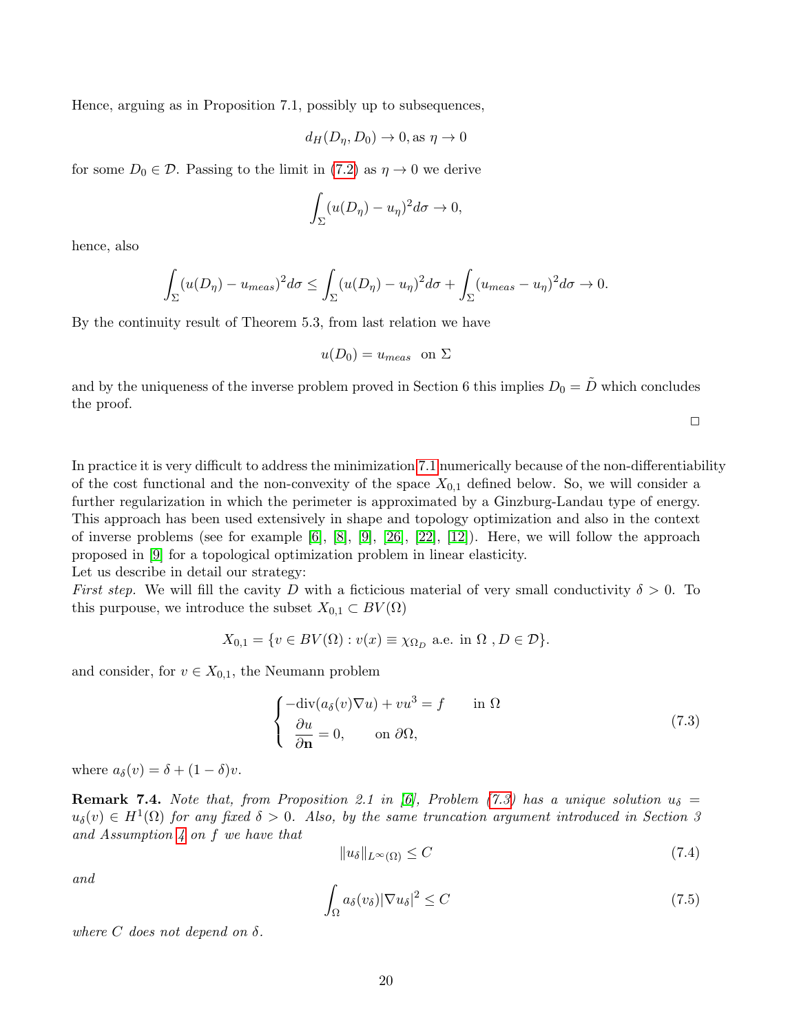Hence, arguing as in Proposition 7.1, possibly up to subsequences,

$$d_H(D_\eta, D_0) \to 0, \text{as } \eta \to 0$$

for some $D_0 \in \mathcal{D}$. Passing to the limit in (7.2) as $\eta \to 0$ we derive

$$\int_\Sigma (u(D_\eta) - u_\eta)^2 d\sigma \to 0,$$

hence, also

$$\int_\Sigma (u(D_\eta) - u_{meas})^2 d\sigma \leq \int_\Sigma (u(D_\eta) - u_\eta)^2 d\sigma + \int_\Sigma (u_{meas} - u_\eta)^2 d\sigma \to 0.$$

By the continuity result of Theorem 5.3, from last relation we have

$$u(D_0) = u_{meas} \;\; \text{on } \Sigma$$

and by the uniqueness of the inverse problem proved in Section 6 this implies $D_0 = \tilde{D}$ which concludes the proof.

□

In practice it is very difficult to address the minimization 7.1 numerically because of the non-differentiability of the cost functional and the non-convexity of the space $X_{0,1}$ defined below. So, we will consider a further regularization in which the perimeter is approximated by a Ginzburg-Landau type of energy. This approach has been used extensively in shape and topology optimization and also in the context of inverse problems (see for example [6], [8], [9], [26], [22], [12]). Here, we will follow the approach proposed in [9] for a topological optimization problem in linear elasticity.
Let us describe in detail our strategy:
*First step.* We will fill the cavity $D$ with a ficticious material of very small conductivity $\delta > 0$. To this purpouse, we introduce the subset $X_{0,1} \subset BV(\Omega)$

$$X_{0,1} = \{v \in BV(\Omega) : v(x) \equiv \chi_{\Omega_D} \text{ a.e. in } \Omega \,, D \in \mathcal{D}\}.$$

and consider, for $v \in X_{0,1}$, the Neumann problem

$$\begin{cases} -\text{div}(a_\delta(v)\nabla u) + vu^3 = f & \text{in } \Omega \\ \dfrac{\partial u}{\partial \mathbf{n}} = 0, & \text{on } \partial\Omega, \end{cases} \tag{7.3}$$

where $a_\delta(v) = \delta + (1-\delta)v$.

**Remark 7.4.** *Note that, from Proposition 2.1 in [6], Problem (7.3) has a unique solution $u_\delta = u_\delta(v) \in H^1(\Omega)$ for any fixed $\delta > 0$. Also, by the same truncation argument introduced in Section 3 and Assumption 4 on $f$ we have that*

$$\|u_\delta\|_{L^\infty(\Omega)} \leq C \tag{7.4}$$

*and*

$$\int_\Omega a_\delta(v_\delta)|\nabla u_\delta|^2 \leq C \tag{7.5}$$

*where $C$ does not depend on $\delta$.*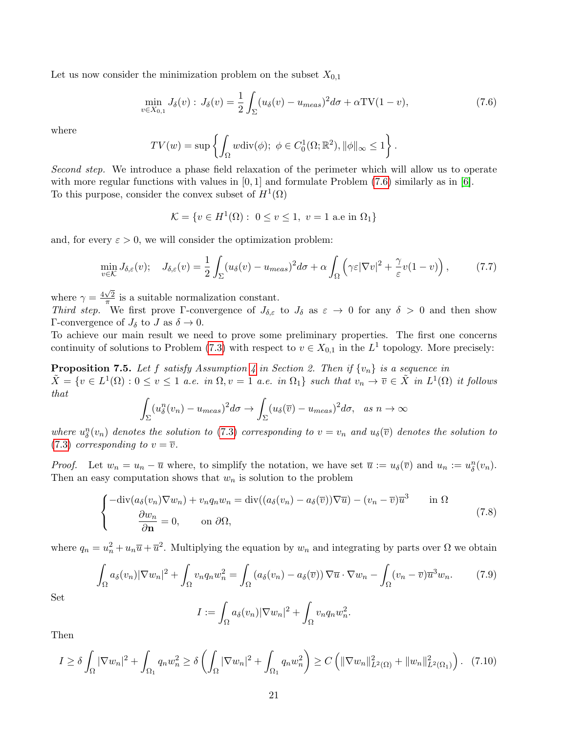Let us now consider the minimization problem on the subset $X_{0,1}$

$$\min_{v \in X_{0,1}} J_\delta(v): \; J_\delta(v) = \frac{1}{2}\int_\Sigma (u_\delta(v) - u_{meas})^2 d\sigma + \alpha \mathrm{TV}(1-v), \tag{7.6}$$

where

$$TV(w) = \sup\left\{ \int_\Omega w \mathrm{div}(\phi); \; \phi \in C_0^1(\Omega; \mathbb{R}^2), \|\phi\|_\infty \leq 1 \right\}.$$

*Second step.* We introduce a phase field relaxation of the perimeter which will allow us to operate with more regular functions with values in $[0,1]$ and formulate Problem (7.6) similarly as in [6].
To this purpose, consider the convex subset of $H^1(\Omega)$

$$\mathcal{K} = \{ v \in H^1(\Omega) : \; 0 \leq v \leq 1, \; v = 1 \text{ a.e in } \Omega_1 \}$$

and, for every $\varepsilon > 0$, we will consider the optimization problem:

$$\min_{v \in \mathcal{K}} J_{\delta,\varepsilon}(v); \quad J_{\delta,\varepsilon}(v) = \frac{1}{2}\int_\Sigma (u_\delta(v) - u_{meas})^2 d\sigma + \alpha \int_\Omega \left( \gamma\varepsilon |\nabla v|^2 + \frac{\gamma}{\varepsilon} v(1-v) \right), \tag{7.7}$$

where $\gamma = \frac{4\sqrt{2}}{\pi}$ is a suitable normalization constant.
*Third step.* We first prove $\Gamma$-convergence of $J_{\delta,\varepsilon}$ to $J_\delta$ as $\varepsilon \to 0$ for any $\delta > 0$ and then show $\Gamma$-convergence of $J_\delta$ to $J$ as $\delta \to 0$.
To achieve our main result we need to prove some preliminary properties. The first one concerns continuity of solutions to Problem (7.3) with respect to $v \in X_{0,1}$ in the $L^1$ topology. More precisely:

**Proposition 7.5.** *Let $f$ satisfy Assumption 4 in Section 2. Then if $\{v_n\}$ is a sequence in $\tilde{X} = \{ v \in L^1(\Omega) : 0 \leq v \leq 1$ a.e. in $\Omega, v = 1$ a.e. in $\Omega_1\}$ such that $v_n \to \overline{v} \in \tilde{X}$ in $L^1(\Omega)$ it follows that*

$$\int_\Sigma (u_\delta^n(v_n) - u_{meas})^2 d\sigma \to \int_\Sigma (u_\delta(\overline{v}) - u_{meas})^2 d\sigma, \quad \text{as } n \to \infty$$

*where $u_\delta^n(v_n)$ denotes the solution to (7.3) corresponding to $v = v_n$ and $u_\delta(\overline{v})$ denotes the solution to (7.3) corresponding to $v = \overline{v}$.*

*Proof.* Let $w_n = u_n - \overline{u}$ where, to simplify the notation, we have set $\overline{u} := u_\delta(\overline{v})$ and $u_n := u_\delta^n(v_n)$. Then an easy computation shows that $w_n$ is solution to the problem

$$\begin{cases} -\mathrm{div}(a_\delta(v_n)\nabla w_n) + v_n q_n w_n = \mathrm{div}((a_\delta(v_n) - a_\delta(\overline{v}))\nabla \overline{u}) - (v_n - \overline{v})\overline{u}^3 & \text{in } \Omega \\ \dfrac{\partial w_n}{\partial \mathbf{n}} = 0, \qquad \text{on } \partial\Omega, \end{cases} \tag{7.8}$$

where $q_n = u_n^2 + u_n \overline{u} + \overline{u}^2$. Multiplying the equation by $w_n$ and integrating by parts over $\Omega$ we obtain

$$\int_\Omega a_\delta(v_n)|\nabla w_n|^2 + \int_\Omega v_n q_n w_n^2 = \int_\Omega (a_\delta(v_n) - a_\delta(\overline{v}))\nabla \overline{u} \cdot \nabla w_n - \int_\Omega (v_n - \overline{v})\overline{u}^3 w_n. \tag{7.9}$$

Set

$$I := \int_\Omega a_\delta(v_n)|\nabla w_n|^2 + \int_\Omega v_n q_n w_n^2.$$

Then

$$I \geq \delta \int_\Omega |\nabla w_n|^2 + \int_{\Omega_1} q_n w_n^2 \geq \delta \left( \int_\Omega |\nabla w_n|^2 + \int_{\Omega_1} q_n w_n^2 \right) \geq C\left( \|\nabla w_n\|^2_{L^2(\Omega)} + \|w_n\|^2_{L^2(\Omega_1)} \right). \tag{7.10}$$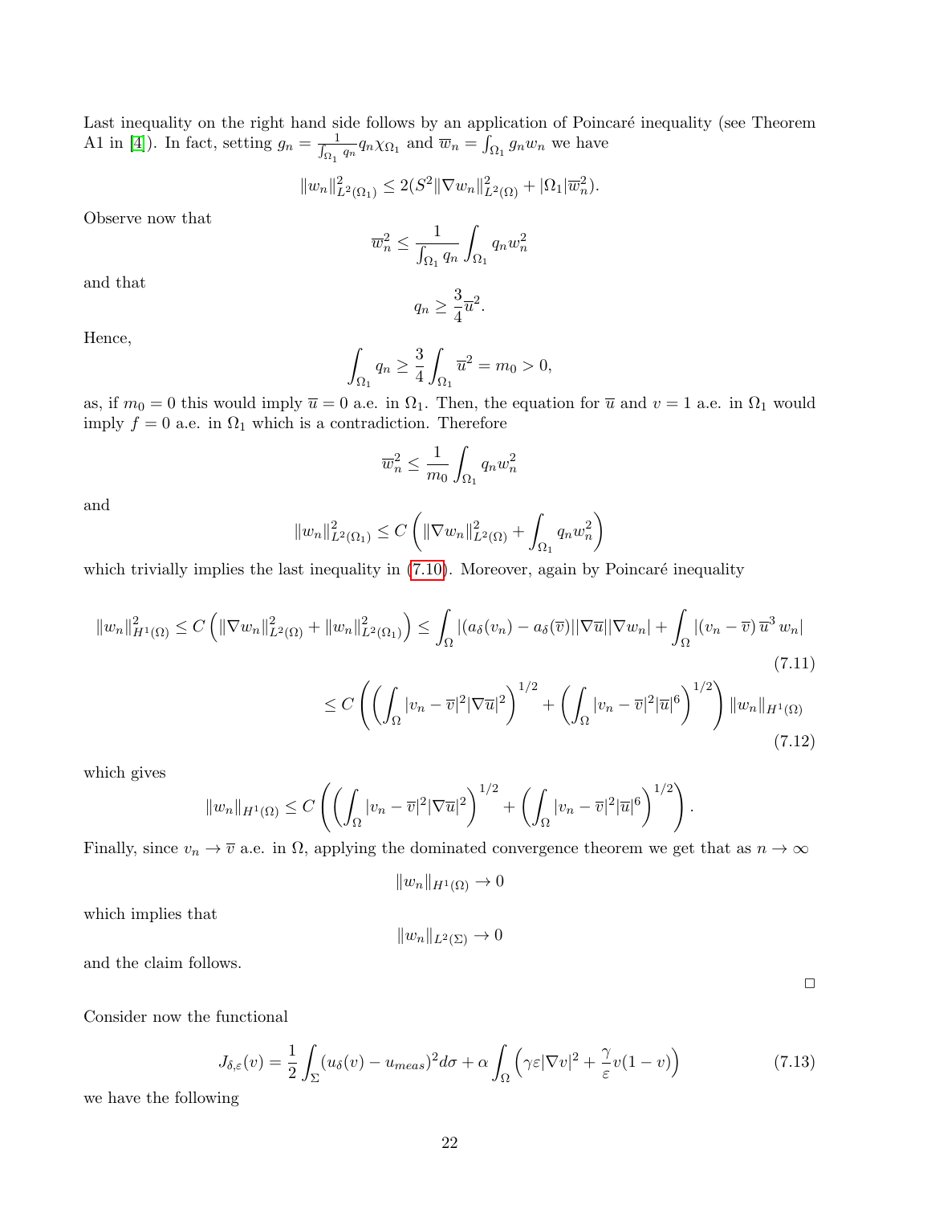Last inequality on the right hand side follows by an application of Poincaré inequality (see Theorem A1 in [4]). In fact, setting $g_n = \frac{1}{\int_{\Omega_1} q_n} q_n \chi_{\Omega_1}$ and $\overline{w}_n = \int_{\Omega_1} g_n w_n$ we have

$$\|w_n\|^2_{L^2(\Omega_1)} \leq 2(S^2 \|\nabla w_n\|^2_{L^2(\Omega)} + |\Omega_1| \overline{w}_n^2).$$

Observe now that

$$\overline{w}_n^2 \leq \frac{1}{\int_{\Omega_1} q_n} \int_{\Omega_1} q_n w_n^2$$

and that

$$q_n \geq \frac{3}{4} \overline{u}^2.$$

Hence,

$$\int_{\Omega_1} q_n \geq \frac{3}{4} \int_{\Omega_1} \overline{u}^2 = m_0 > 0,$$

as, if $m_0 = 0$ this would imply $\overline{u} = 0$ a.e. in $\Omega_1$. Then, the equation for $\overline{u}$ and $v = 1$ a.e. in $\Omega_1$ would imply $f = 0$ a.e. in $\Omega_1$ which is a contradiction. Therefore

$$\overline{w}_n^2 \leq \frac{1}{m_0} \int_{\Omega_1} q_n w_n^2$$

and

$$\|w_n\|^2_{L^2(\Omega_1)} \leq C \left( \|\nabla w_n\|^2_{L^2(\Omega)} + \int_{\Omega_1} q_n w_n^2 \right)$$

which trivially implies the last inequality in (7.10). Moreover, again by Poincaré inequality

$$\|w_n\|^2_{H^1(\Omega)} \leq C \left( \|\nabla w_n\|^2_{L^2(\Omega)} + \|w_n\|^2_{L^2(\Omega_1)} \right) \leq \int_\Omega |(a_\delta(v_n) - a_\delta(\overline{v})| |\nabla \overline{u}| |\nabla w_n| + \int_\Omega |(v_n - \overline{v})\, \overline{u}^3\, w_n| \tag{7.11}$$

$$\leq C \left( \left( \int_\Omega |v_n - \overline{v}|^2 |\nabla \overline{u}|^2 \right)^{1/2} + \left( \int_\Omega |v_n - \overline{v}|^2 |\overline{u}|^6 \right)^{1/2} \right) \|w_n\|_{H^1(\Omega)} \tag{7.12}$$

which gives

$$\|w_n\|_{H^1(\Omega)} \leq C \left( \left( \int_\Omega |v_n - \overline{v}|^2 |\nabla \overline{u}|^2 \right)^{1/2} + \left( \int_\Omega |v_n - \overline{v}|^2 |\overline{u}|^6 \right)^{1/2} \right).$$

Finally, since $v_n \to \overline{v}$ a.e. in $\Omega$, applying the dominated convergence theorem we get that as $n \to \infty$

$$\|w_n\|_{H^1(\Omega)} \to 0$$

which implies that

$$\|w_n\|_{L^2(\Sigma)} \to 0$$

and the claim follows.

□

Consider now the functional

$$J_{\delta,\varepsilon}(v) = \frac{1}{2} \int_\Sigma (u_\delta(v) - u_{meas})^2 d\sigma + \alpha \int_\Omega \left( \gamma\varepsilon |\nabla v|^2 + \frac{\gamma}{\varepsilon} v(1 - v) \right) \tag{7.13}$$

we have the following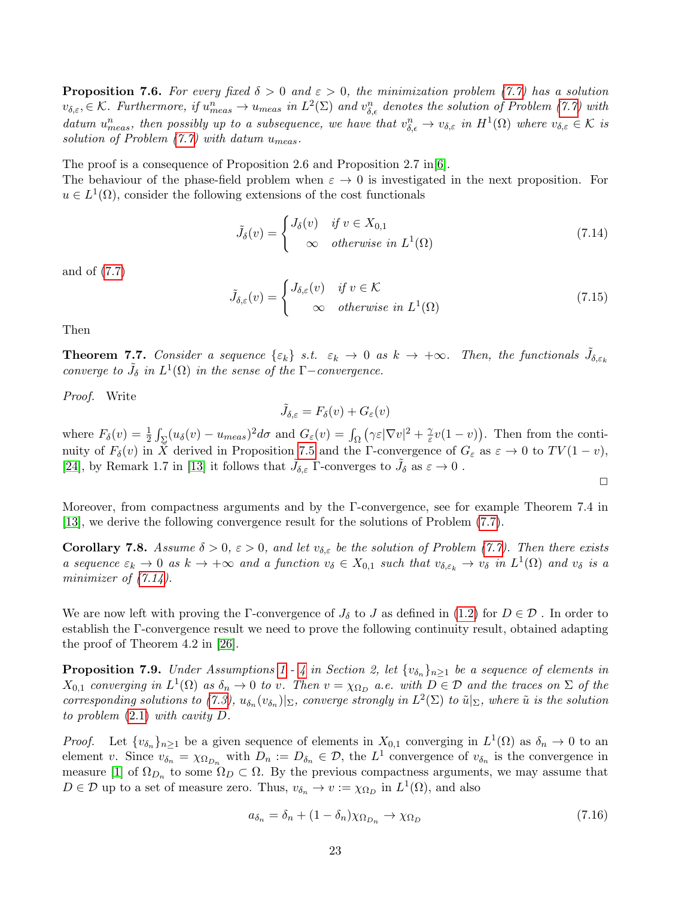**Proposition 7.6.** *For every fixed $\delta > 0$ and $\varepsilon > 0$, the minimization problem (7.7) has a solution $v_{\delta,\varepsilon}, \in \mathcal{K}$. Furthermore, if $u^n_{meas} \to u_{meas}$ in $L^2(\Sigma)$ and $v^n_{\delta,\epsilon}$ denotes the solution of Problem (7.7) with datum $u^n_{meas}$, then possibly up to a subsequence, we have that $v^n_{\delta,\epsilon} \to v_{\delta,\varepsilon}$ in $H^1(\Omega)$ where $v_{\delta,\varepsilon} \in \mathcal{K}$ is solution of Problem (7.7) with datum $u_{meas}$.*

The proof is a consequence of Proposition 2.6 and Proposition 2.7 in[6].

The behaviour of the phase-field problem when $\varepsilon \to 0$ is investigated in the next proposition. For $u \in L^1(\Omega)$, consider the following extensions of the cost functionals

$$\tilde{J}_\delta(v) = \begin{cases} J_\delta(v) & \text{if } v \in X_{0,1} \\ \infty & \text{otherwise in } L^1(\Omega) \end{cases} \tag{7.14}$$

and of (7.7)

$$\tilde{J}_{\delta,\varepsilon}(v) = \begin{cases} J_{\delta,\varepsilon}(v) & \text{if } v \in \mathcal{K} \\ \infty & \text{otherwise in } L^1(\Omega) \end{cases} \tag{7.15}$$

Then

**Theorem 7.7.** *Consider a sequence $\{\varepsilon_k\}$ s.t. $\varepsilon_k \to 0$ as $k \to +\infty$. Then, the functionals $\tilde{J}_{\delta,\varepsilon_k}$ converge to $\tilde{J}_\delta$ in $L^1(\Omega)$ in the sense of the $\Gamma-$convergence.*

*Proof.* Write

$$\tilde{J}_{\delta,\varepsilon} = F_\delta(v) + G_\varepsilon(v)$$

where $F_\delta(v) = \frac{1}{2}\int_\Sigma (u_\delta(v) - u_{meas})^2 d\sigma$ and $G_\varepsilon(v) = \int_\Omega \left(\gamma\varepsilon|\nabla v|^2 + \frac{\gamma}{\varepsilon}v(1-v)\right)$. Then from the continuity of $F_\delta(v)$ in $\tilde{X}$ derived in Proposition 7.5 and the $\Gamma$-convergence of $G_\varepsilon$ as $\varepsilon \to 0$ to $TV(1-v)$, [24], by Remark 1.7 in [13] it follows that $\tilde{J}_{\delta,\varepsilon}$ $\Gamma$-converges to $\tilde{J}_\delta$ as $\varepsilon \to 0$ .

□

Moreover, from compactness arguments and by the $\Gamma$-convergence, see for example Theorem 7.4 in [13], we derive the following convergence result for the solutions of Problem (7.7).

**Corollary 7.8.** *Assume $\delta > 0$, $\varepsilon > 0$, and let $v_{\delta,\varepsilon}$ be the solution of Problem (7.7). Then there exists a sequence $\varepsilon_k \to 0$ as $k \to +\infty$ and a function $v_\delta \in X_{0,1}$ such that $v_{\delta,\varepsilon_k} \to v_\delta$ in $L^1(\Omega)$ and $v_\delta$ is a minimizer of (7.14).*

We are now left with proving the $\Gamma$-convergence of $J_\delta$ to $J$ as defined in (1.2) for $D \in \mathcal{D}$ . In order to establish the $\Gamma$-convergence result we need to prove the following continuity result, obtained adapting the proof of Theorem 4.2 in [26].

**Proposition 7.9.** *Under Assumptions 1 - 4 in Section 2, let $\{v_{\delta_n}\}_{n\geq 1}$ be a sequence of elements in $X_{0,1}$ converging in $L^1(\Omega)$ as $\delta_n \to 0$ to $v$. Then $v = \chi_{\Omega_D}$ a.e. with $D \in \mathcal{D}$ and the traces on $\Sigma$ of the corresponding solutions to (7.3), $u_{\delta_n}(v_{\delta_n})|_\Sigma$, converge strongly in $L^2(\Sigma)$ to $\tilde{u}|_\Sigma$, where $\tilde{u}$ is the solution to problem (2.1) with cavity $D$.*

*Proof.* Let $\{v_{\delta_n}\}_{n\geq 1}$ be a given sequence of elements in $X_{0,1}$ converging in $L^1(\Omega)$ as $\delta_n \to 0$ to an element $v$. Since $v_{\delta_n} = \chi_{\Omega_{D_n}}$ with $D_n := D_{\delta_n} \in \mathcal{D}$, the $L^1$ convergence of $v_{\delta_n}$ is the convergence in measure [1] of $\Omega_{D_n}$ to some $\Omega_D \subset \Omega$. By the previous compactness arguments, we may assume that $D \in \mathcal{D}$ up to a set of measure zero. Thus, $v_{\delta_n} \to v := \chi_{\Omega_D}$ in $L^1(\Omega)$, and also

$$a_{\delta_n} = \delta_n + (1-\delta_n)\chi_{\Omega_{D_n}} \to \chi_{\Omega_D} \tag{7.16}$$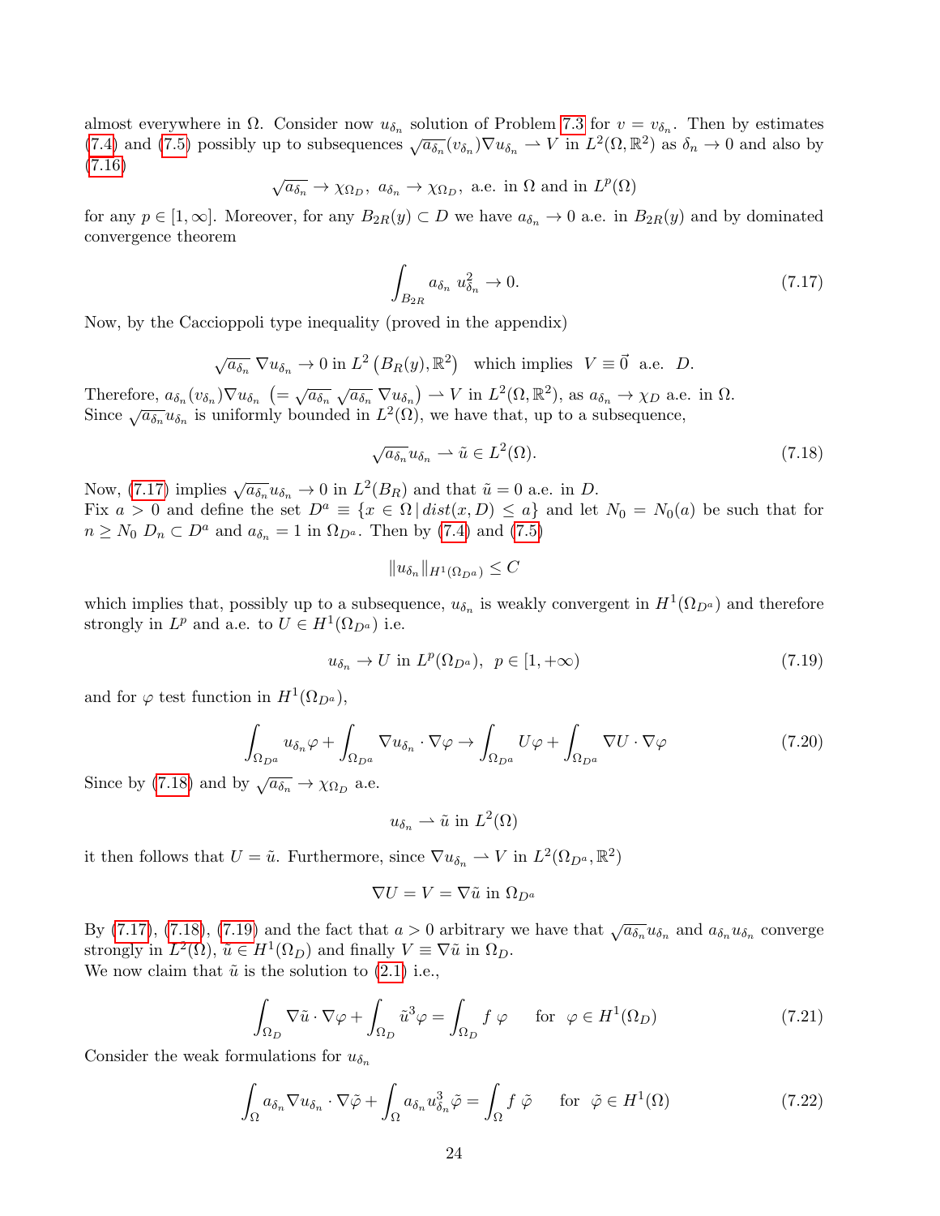almost everywhere in $\Omega$. Consider now $u_{\delta_n}$ solution of Problem 7.3 for $v = v_{\delta_n}$. Then by estimates (7.4) and (7.5) possibly up to subsequences $\sqrt{a_{\delta_n}}(v_{\delta_n})\nabla u_{\delta_n} \rightharpoonup V$ in $L^2(\Omega, \mathbb{R}^2)$ as $\delta_n \to 0$ and also by (7.16)

$$\sqrt{a_{\delta_n}} \to \chi_{\Omega_D},\ a_{\delta_n} \to \chi_{\Omega_D},\ \text{a.e. in } \Omega \text{ and in } L^p(\Omega)$$

for any $p \in [1, \infty]$. Moreover, for any $B_{2R}(y) \subset D$ we have $a_{\delta_n} \to 0$ a.e. in $B_{2R}(y)$ and by dominated convergence theorem

$$\int_{B_{2R}} a_{\delta_n}\ u_{\delta_n}^2 \to 0. \tag{7.17}$$

Now, by the Caccioppoli type inequality (proved in the appendix)

$$\sqrt{a_{\delta_n}}\ \nabla u_{\delta_n} \to 0 \text{ in } L^2\left(B_R(y), \mathbb{R}^2\right) \quad \text{which implies} \quad V \equiv \vec{0} \ \text{ a.e. } \ D.$$

Therefore, $a_{\delta_n}(v_{\delta_n})\nabla u_{\delta_n}\ \left(= \sqrt{a_{\delta_n}}\ \sqrt{a_{\delta_n}}\ \nabla u_{\delta_n}\right) \rightharpoonup V$ in $L^2(\Omega, \mathbb{R}^2)$, as $a_{\delta_n} \to \chi_D$ a.e. in $\Omega$.
Since $\sqrt{a_{\delta_n}} u_{\delta_n}$ is uniformly bounded in $L^2(\Omega)$, we have that, up to a subsequence,

$$\sqrt{a_{\delta_n}} u_{\delta_n} \rightharpoonup \tilde{u} \in L^2(\Omega). \tag{7.18}$$

Now, (7.17) implies $\sqrt{a_{\delta_n}} u_{\delta_n} \to 0$ in $L^2(B_R)$ and that $\tilde{u} = 0$ a.e. in $D$.
Fix $a > 0$ and define the set $D^a \equiv \{x \in \Omega \,|\, dist(x, D) \le a\}$ and let $N_0 = N_0(a)$ be such that for $n \ge N_0$ $D_n \subset D^a$ and $a_{\delta_n} = 1$ in $\Omega_{D^a}$. Then by (7.4) and (7.5)

$$\|u_{\delta_n}\|_{H^1(\Omega_{D^a})} \le C$$

which implies that, possibly up to a subsequence, $u_{\delta_n}$ is weakly convergent in $H^1(\Omega_{D^a})$ and therefore strongly in $L^p$ and a.e. to $U \in H^1(\Omega_{D^a})$ i.e.

$$u_{\delta_n} \to U \text{ in } L^p(\Omega_{D^a}),\ \ p \in [1, +\infty) \tag{7.19}$$

and for $\varphi$ test function in $H^1(\Omega_{D^a})$,

$$\int_{\Omega_{D^a}} u_{\delta_n}\varphi + \int_{\Omega_{D^a}} \nabla u_{\delta_n} \cdot \nabla\varphi \to \int_{\Omega_{D^a}} U\varphi + \int_{\Omega_{D^a}} \nabla U \cdot \nabla\varphi \tag{7.20}$$

Since by (7.18) and by $\sqrt{a_{\delta_n}} \to \chi_{\Omega_D}$ a.e.

$$u_{\delta_n} \rightharpoonup \tilde{u} \text{ in } L^2(\Omega)$$

it then follows that $U = \tilde{u}$. Furthermore, since $\nabla u_{\delta_n} \rightharpoonup V$ in $L^2(\Omega_{D^a}, \mathbb{R}^2)$

$$\nabla U = V = \nabla\tilde{u} \text{ in } \Omega_{D^a}$$

By (7.17), (7.18), (7.19) and the fact that $a > 0$ arbitrary we have that $\sqrt{a_{\delta_n}} u_{\delta_n}$ and $a_{\delta_n} u_{\delta_n}$ converge strongly in $L^2(\Omega)$, $\tilde{u} \in H^1(\Omega_D)$ and finally $V \equiv \nabla\tilde{u}$ in $\Omega_D$.
We now claim that $\tilde{u}$ is the solution to (2.1) i.e.,

$$\int_{\Omega_D} \nabla\tilde{u} \cdot \nabla\varphi + \int_{\Omega_D} \tilde{u}^3\varphi = \int_{\Omega_D} f\ \varphi \qquad \text{for} \ \ \varphi \in H^1(\Omega_D) \tag{7.21}$$

Consider the weak formulations for $u_{\delta_n}$

$$\int_{\Omega} a_{\delta_n} \nabla u_{\delta_n} \cdot \nabla\tilde{\varphi} + \int_{\Omega} a_{\delta_n} u_{\delta_n}^3 \tilde{\varphi} = \int_{\Omega} f\ \tilde{\varphi} \qquad \text{for} \ \ \tilde{\varphi} \in H^1(\Omega) \tag{7.22}$$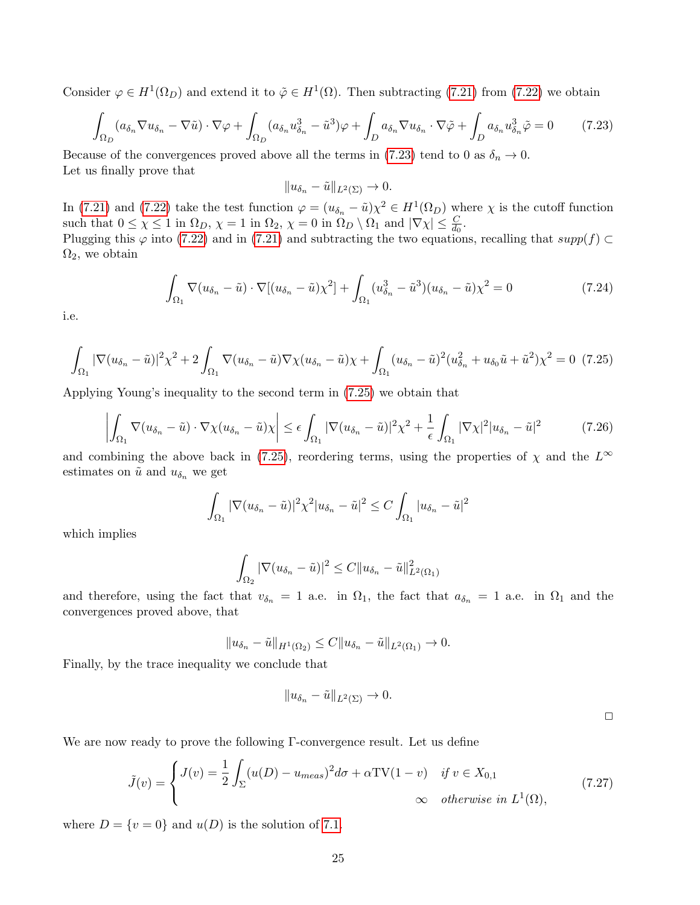Consider $\varphi \in H^1(\Omega_D)$ and extend it to $\tilde{\varphi} \in H^1(\Omega)$. Then subtracting (7.21) from (7.22) we obtain

$$\int_{\Omega_D} (a_{\delta_n} \nabla u_{\delta_n} - \nabla \tilde{u}) \cdot \nabla \varphi + \int_{\Omega_D} (a_{\delta_n} u_{\delta_n}^3 - \tilde{u}^3)\varphi + \int_D a_{\delta_n} \nabla u_{\delta_n} \cdot \nabla \tilde{\varphi} + \int_D a_{\delta_n} u_{\delta_n}^3 \tilde{\varphi} = 0 \tag{7.23}$$

Because of the convergences proved above all the terms in (7.23) tend to 0 as $\delta_n \to 0$.
Let us finally prove that

$$\|u_{\delta_n} - \tilde{u}\|_{L^2(\Sigma)} \to 0.$$

In (7.21) and (7.22) take the test function $\varphi = (u_{\delta_n} - \tilde{u})\chi^2 \in H^1(\Omega_D)$ where $\chi$ is the cutoff function such that $0 \le \chi \le 1$ in $\Omega_D$, $\chi = 1$ in $\Omega_2$, $\chi = 0$ in $\Omega_D \setminus \Omega_1$ and $|\nabla \chi| \le \frac{C}{d_0}$.
Plugging this $\varphi$ into (7.22) and in (7.21) and subtracting the two equations, recalling that $supp(f) \subset \Omega_2$, we obtain

$$\int_{\Omega_1} \nabla(u_{\delta_n} - \tilde{u}) \cdot \nabla[(u_{\delta_n} - \tilde{u})\chi^2] + \int_{\Omega_1} (u_{\delta_n}^3 - \tilde{u}^3)(u_{\delta_n} - \tilde{u})\chi^2 = 0 \tag{7.24}$$

i.e.

$$\int_{\Omega_1} |\nabla(u_{\delta_n} - \tilde{u})|^2 \chi^2 + 2\int_{\Omega_1} \nabla(u_{\delta_n} - \tilde{u}) \nabla\chi (u_{\delta_n} - \tilde{u})\chi + \int_{\Omega_1} (u_{\delta_n} - \tilde{u})^2 (u_{\delta_n}^2 + u_{\delta_0}\tilde{u} + \tilde{u}^2)\chi^2 = 0 \tag{7.25}$$

Applying Young's inequality to the second term in (7.25) we obtain that

$$\left| \int_{\Omega_1} \nabla(u_{\delta_n} - \tilde{u}) \cdot \nabla\chi (u_{\delta_n} - \tilde{u})\chi \right| \le \epsilon \int_{\Omega_1} |\nabla(u_{\delta_n} - \tilde{u})|^2 \chi^2 + \frac{1}{\epsilon} \int_{\Omega_1} |\nabla \chi|^2 |u_{\delta_n} - \tilde{u}|^2 \tag{7.26}$$

and combining the above back in (7.25), reordering terms, using the properties of $\chi$ and the $L^\infty$ estimates on $\tilde{u}$ and $u_{\delta_n}$ we get

$$\int_{\Omega_1} |\nabla(u_{\delta_n} - \tilde{u})|^2 \chi^2 |u_{\delta_n} - \tilde{u}|^2 \le C \int_{\Omega_1} |u_{\delta_n} - \tilde{u}|^2$$

which implies

$$\int_{\Omega_2} |\nabla(u_{\delta_n} - \tilde{u})|^2 \le C \|u_{\delta_n} - \tilde{u}\|^2_{L^2(\Omega_1)}$$

and therefore, using the fact that $v_{\delta_n} = 1$ a.e. in $\Omega_1$, the fact that $a_{\delta_n} = 1$ a.e. in $\Omega_1$ and the convergences proved above, that

$$\|u_{\delta_n} - \tilde{u}\|_{H^1(\Omega_2)} \le C \|u_{\delta_n} - \tilde{u}\|_{L^2(\Omega_1)} \to 0.$$

Finally, by the trace inequality we conclude that

$$\|u_{\delta_n} - \tilde{u}\|_{L^2(\Sigma)} \to 0.$$

□

We are now ready to prove the following Γ-convergence result. Let us define

$$\tilde{J}(v) = \begin{cases} J(v) = \dfrac{1}{2} \displaystyle\int_\Sigma (u(D) - u_{meas})^2 d\sigma + \alpha \mathrm{TV}(1 - v) & \text{if } v \in X_{0,1} \\ \qquad\qquad\qquad\qquad\qquad\qquad\qquad \infty & \text{otherwise in } L^1(\Omega), \end{cases} \tag{7.27}$$

where $D = \{v = 0\}$ and $u(D)$ is the solution of 7.1.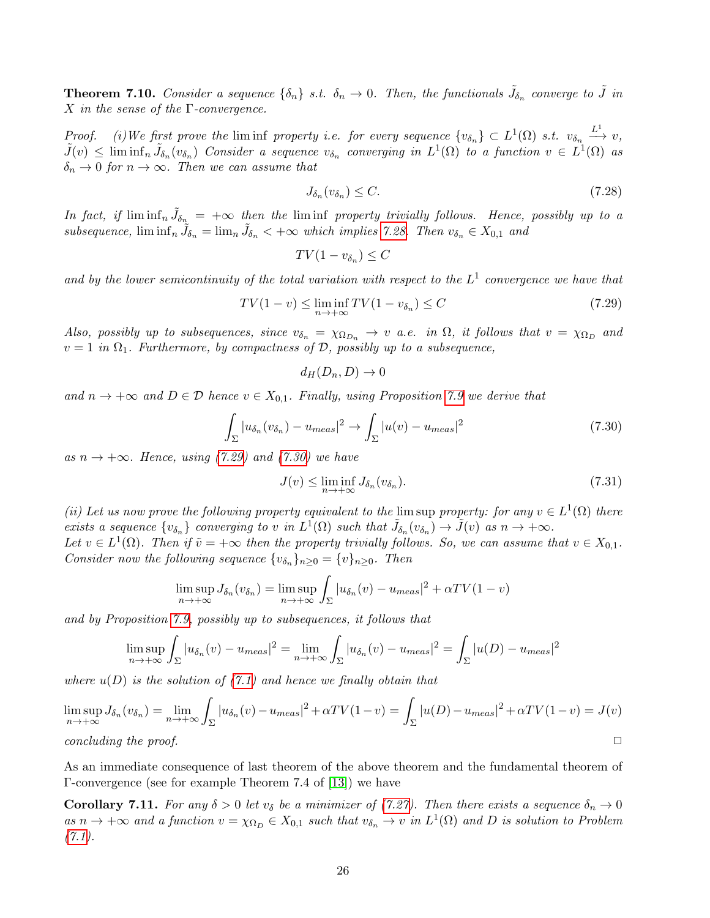**Theorem 7.10.** *Consider a sequence $\{\delta_n\}$ s.t. $\delta_n \to 0$. Then, the functionals $\tilde{J}_{\delta_n}$ converge to $\tilde{J}$ in $X$ in the sense of the $\Gamma$-convergence.*

*Proof.* *(i)We first prove the* lim inf *property i.e. for every sequence $\{v_{\delta_n}\} \subset L^1(\Omega)$ s.t. $v_{\delta_n} \xrightarrow{L^1} v$, $\tilde{J}(v) \leq \liminf_n \tilde{J}_{\delta_n}(v_{\delta_n})$ Consider a sequence $v_{\delta_n}$ converging in $L^1(\Omega)$ to a function $v \in L^1(\Omega)$ as $\delta_n \to 0$ for $n \to \infty$. Then we can assume that*

$$J_{\delta_n}(v_{\delta_n}) \leq C. \tag{7.28}$$

*In fact, if $\liminf_n \tilde{J}_{\delta_n} = +\infty$ then the* lim inf *property trivially follows. Hence, possibly up to a subsequence, $\liminf_n \tilde{J}_{\delta_n} = \lim_n \tilde{J}_{\delta_n} < +\infty$ which implies 7.28. Then $v_{\delta_n} \in X_{0,1}$ and*

$$TV(1 - v_{\delta_n}) \leq C$$

*and by the lower semicontinuity of the total variation with respect to the $L^1$ convergence we have that*

$$TV(1 - v) \leq \liminf_{n \to +\infty} TV(1 - v_{\delta_n}) \leq C \tag{7.29}$$

*Also, possibly up to subsequences, since $v_{\delta_n} = \chi_{\Omega_{D_n}} \to v$ a.e. in $\Omega$, it follows that $v = \chi_{\Omega_D}$ and $v = 1$ in $\Omega_1$. Furthermore, by compactness of $\mathcal{D}$, possibly up to a subsequence,*

$$d_H(D_n, D) \to 0$$

*and $n \to +\infty$ and $D \in \mathcal{D}$ hence $v \in X_{0,1}$. Finally, using Proposition 7.9 we derive that*

$$\int_\Sigma |u_{\delta_n}(v_{\delta_n}) - u_{meas}|^2 \to \int_\Sigma |u(v) - u_{meas}|^2 \tag{7.30}$$

*as $n \to +\infty$. Hence, using (7.29) and (7.30) we have*

$$J(v) \leq \liminf_{n \to +\infty} J_{\delta_n}(v_{\delta_n}). \tag{7.31}$$

*(ii) Let us now prove the following property equivalent to the* lim sup *property: for any $v \in L^1(\Omega)$ there exists a sequence $\{v_{\delta_n}\}$ converging to $v$ in $L^1(\Omega)$ such that $\tilde{J}_{\delta_n}(v_{\delta_n}) \to \tilde{J}(v)$ as $n \to +\infty$.*
*Let $v \in L^1(\Omega)$. Then if $\tilde{v} = +\infty$ then the property trivially follows. So, we can assume that $v \in X_{0,1}$. Consider now the following sequence $\{v_{\delta_n}\}_{n \geq 0} = \{v\}_{n \geq 0}$. Then*

$$\limsup_{n \to +\infty} J_{\delta_n}(v_{\delta_n}) = \limsup_{n \to +\infty} \int_\Sigma |u_{\delta_n}(v) - u_{meas}|^2 + \alpha TV(1 - v)$$

*and by Proposition 7.9, possibly up to subsequences, it follows that*

$$\limsup_{n \to +\infty} \int_\Sigma |u_{\delta_n}(v) - u_{meas}|^2 = \lim_{n \to +\infty} \int_\Sigma |u_{\delta_n}(v) - u_{meas}|^2 = \int_\Sigma |u(D) - u_{meas}|^2$$

*where $u(D)$ is the solution of (7.1) and hence we finally obtain that*

$$\limsup_{n \to +\infty} J_{\delta_n}(v_{\delta_n}) = \lim_{n \to +\infty} \int_\Sigma |u_{\delta_n}(v) - u_{meas}|^2 + \alpha TV(1 - v) = \int_\Sigma |u(D) - u_{meas}|^2 + \alpha TV(1 - v) = J(v)$$

*concluding the proof.* $\square$

As an immediate consequence of last theorem of the above theorem and the fundamental theorem of $\Gamma$-convergence (see for example Theorem 7.4 of [13]) we have

**Corollary 7.11.** *For any $\delta > 0$ let $v_\delta$ be a minimizer of (7.27). Then there exists a sequence $\delta_n \to 0$ as $n \to +\infty$ and a function $v = \chi_{\Omega_D} \in X_{0,1}$ such that $v_{\delta_n} \to v$ in $L^1(\Omega)$ and $D$ is solution to Problem (7.1).*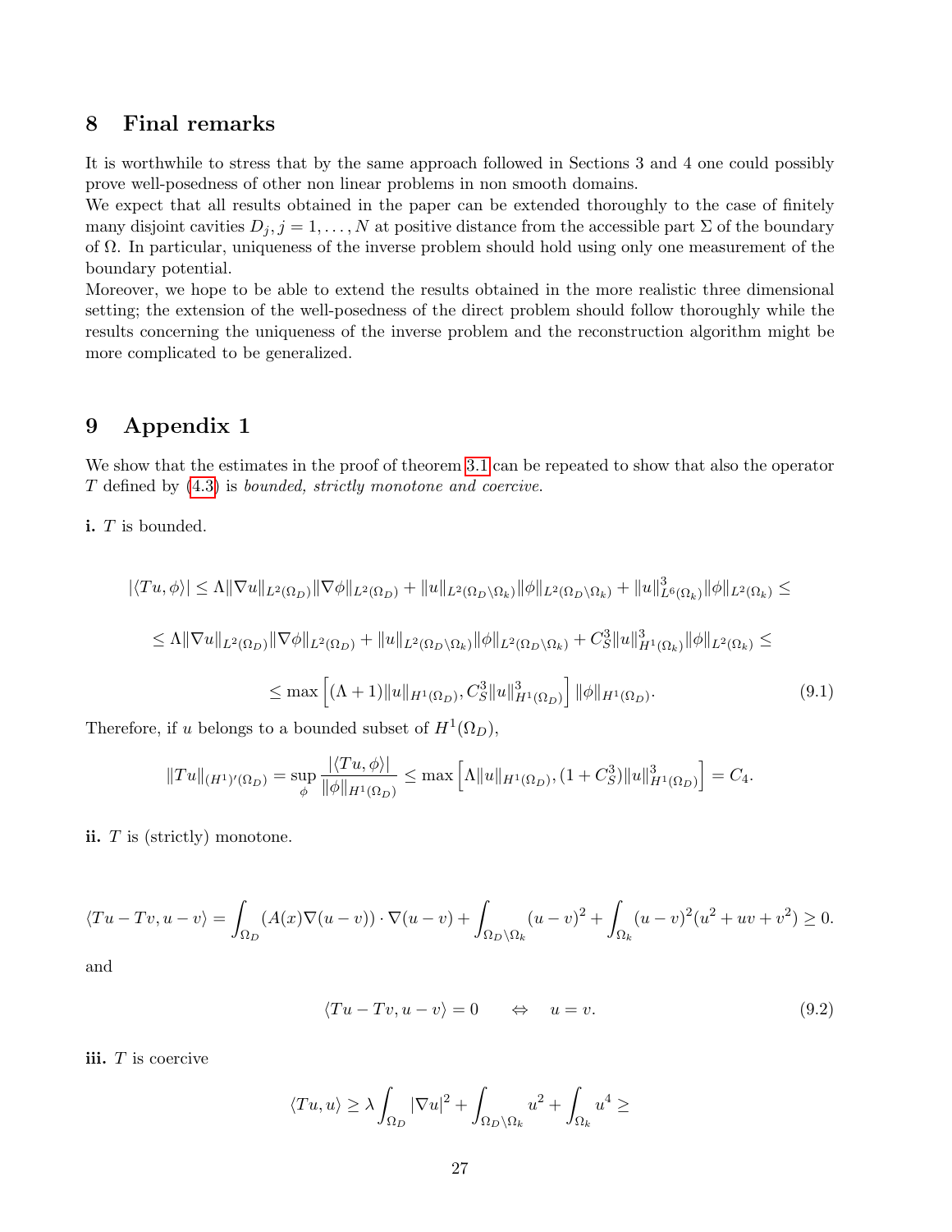# 8 Final remarks

It is worthwhile to stress that by the same approach followed in Sections 3 and 4 one could possibly prove well-posedness of other non linear problems in non smooth domains.
We expect that all results obtained in the paper can be extended thoroughly to the case of finitely many disjoint cavities $D_j, j = 1, \dots, N$ at positive distance from the accessible part $\Sigma$ of the boundary of $\Omega$. In particular, uniqueness of the inverse problem should hold using only one measurement of the boundary potential.
Moreover, we hope to be able to extend the results obtained in the more realistic three dimensional setting; the extension of the well-posedness of the direct problem should follow thoroughly while the results concerning the uniqueness of the inverse problem and the reconstruction algorithm might be more complicated to be generalized.

# 9 Appendix 1

We show that the estimates in the proof of theorem 3.1 can be repeated to show that also the operator $T$ defined by (4.3) is *bounded, strictly monotone and coercive.*

**i.** $T$ is bounded.

$$
\begin{aligned}
|\langle Tu, \phi\rangle| &\leq \Lambda \|\nabla u\|_{L^2(\Omega_D)} \|\nabla \phi\|_{L^2(\Omega_D)} + \|u\|_{L^2(\Omega_D \setminus \Omega_k)} \|\phi\|_{L^2(\Omega_D \setminus \Omega_k)} + \|u\|^3_{L^6(\Omega_k)} \|\phi\|_{L^2(\Omega_k)} \leq \\
&\leq \Lambda \|\nabla u\|_{L^2(\Omega_D)} \|\nabla \phi\|_{L^2(\Omega_D)} + \|u\|_{L^2(\Omega_D \setminus \Omega_k)} \|\phi\|_{L^2(\Omega_D \setminus \Omega_k)} + C_S^3 \|u\|^3_{H^1(\Omega_k)} \|\phi\|_{L^2(\Omega_k)} \leq \\
&\leq \max\left[(\Lambda + 1)\|u\|_{H^1(\Omega_D)}, C_S^3 \|u\|^3_{H^1(\Omega_D)}\right] \|\phi\|_{H^1(\Omega_D)}. \qquad (9.1)
\end{aligned}
$$

Therefore, if $u$ belongs to a bounded subset of $H^1(\Omega_D)$,

$$
\|Tu\|_{(H^1)'(\Omega_D)} = \sup_{\phi} \frac{|\langle Tu, \phi\rangle|}{\|\phi\|_{H^1(\Omega_D)}} \leq \max\left[\Lambda \|u\|_{H^1(\Omega_D)}, (1 + C_S^3)\|u\|^3_{H^1(\Omega_D)}\right] = C_4.
$$

**ii.** $T$ is (strictly) monotone.

$$
\langle Tu - Tv, u - v\rangle = \int_{\Omega_D} (A(x)\nabla(u - v)) \cdot \nabla(u - v) + \int_{\Omega_D \setminus \Omega_k} (u - v)^2 + \int_{\Omega_k} (u - v)^2 (u^2 + uv + v^2) \geq 0.
$$

and

$$
\langle Tu - Tv, u - v\rangle = 0 \quad \Leftrightarrow \quad u = v. \qquad (9.2)
$$

**iii.** $T$ is coercive

$$
\langle Tu, u\rangle \geq \lambda \int_{\Omega_D} |\nabla u|^2 + \int_{\Omega_D \setminus \Omega_k} u^2 + \int_{\Omega_k} u^4 \geq
$$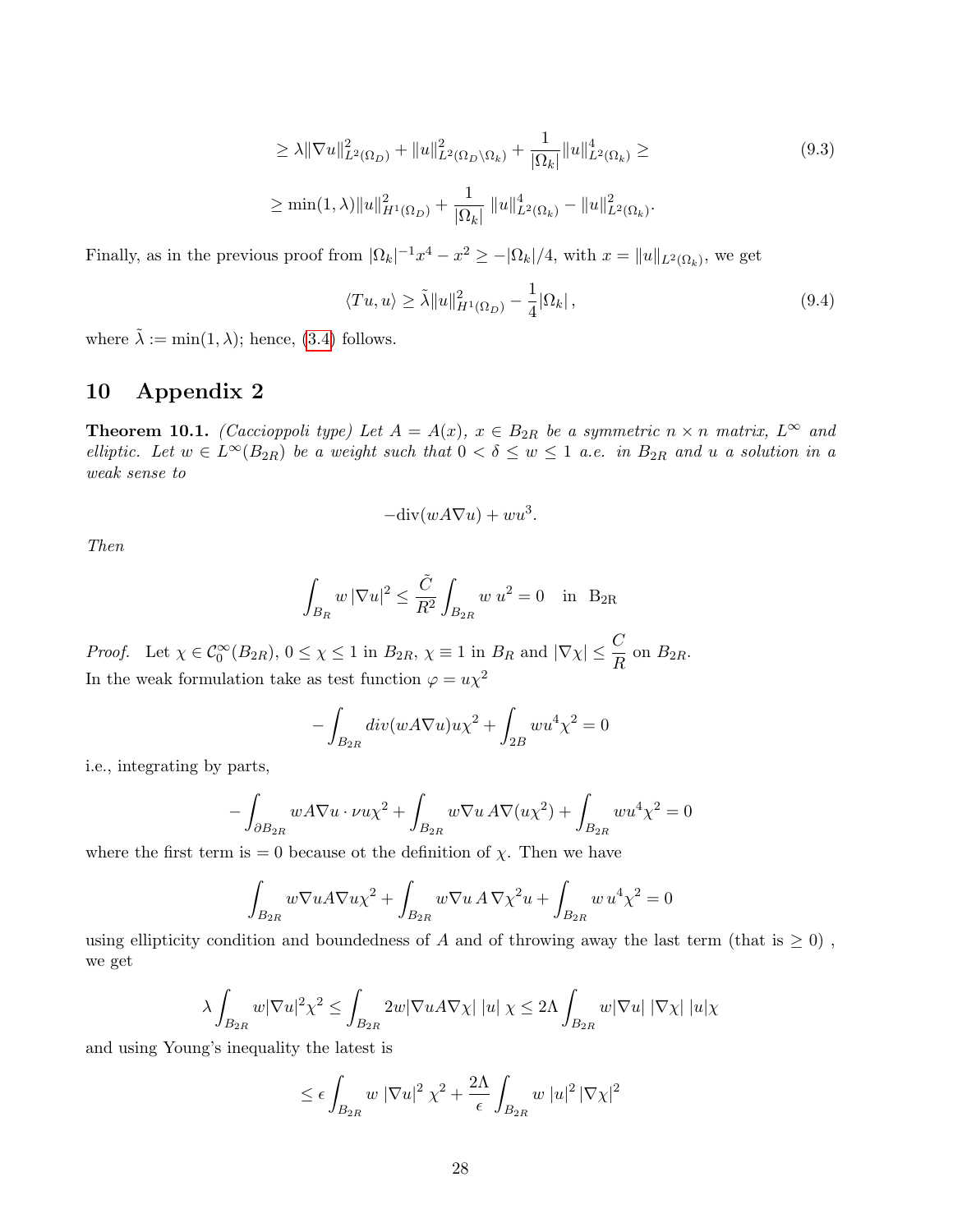$$
\begin{aligned}
&\geq \lambda \|\nabla u\|^2_{L^2(\Omega_D)} + \|u\|^2_{L^2(\Omega_D\setminus\Omega_k)} + \frac{1}{|\Omega_k|}\|u\|^4_{L^2(\Omega_k)} \geq \\
&\geq \min(1,\lambda)\|u\|^2_{H^1(\Omega_D)} + \frac{1}{|\Omega_k|}\, \|u\|^4_{L^2(\Omega_k)} - \|u\|^2_{L^2(\Omega_k)}.
\end{aligned}
\tag{9.3}
$$

Finally, as in the previous proof from $|\Omega_k|^{-1}x^4 - x^2 \geq -|\Omega_k|/4$, with $x = \|u\|_{L^2(\Omega_k)}$, we get

$$
\langle Tu, u\rangle \geq \tilde{\lambda}\|u\|^2_{H^1(\Omega_D)} - \frac{1}{4}|\Omega_k|\,, \tag{9.4}
$$

where $\tilde{\lambda} := \min(1,\lambda)$; hence, (3.4) follows.

# 10 Appendix 2

**Theorem 10.1.** *(Caccioppoli type) Let $A = A(x)$, $x \in B_{2R}$ be a symmetric $n \times n$ matrix, $L^\infty$ and elliptic. Let $w \in L^\infty(B_{2R})$ be a weight such that $0 < \delta \leq w \leq 1$ a.e. in $B_{2R}$ and $u$ a solution in a weak sense to*

$$
-\mathrm{div}(wA\nabla u) + wu^3.
$$

*Then*

$$
\int_{B_R} w\,|\nabla u|^2 \leq \frac{\tilde{C}}{R^2}\int_{B_{2R}} w\; u^2 = 0 \quad \text{in } \mathrm{B_{2R}}
$$

*Proof.* Let $\chi \in \mathcal{C}^\infty_0(B_{2R})$, $0 \leq \chi \leq 1$ in $B_{2R}$, $\chi \equiv 1$ in $B_R$ and $|\nabla\chi| \leq \dfrac{C}{R}$ on $B_{2R}$.
In the weak formulation take as test function $\varphi = u\chi^2$

$$
-\int_{B_{2R}} div(wA\nabla u)u\chi^2 + \int_{2B} wu^4\chi^2 = 0
$$

i.e., integrating by parts,

$$
-\int_{\partial B_{2R}} wA\nabla u\cdot \nu u\chi^2 + \int_{B_{2R}} w\nabla u\, A\nabla(u\chi^2) + \int_{B_{2R}} wu^4\chi^2 = 0
$$

where the first term is $= 0$ because ot the definition of $\chi$. Then we have

$$
\int_{B_{2R}} w\nabla uA\nabla u\chi^2 + \int_{B_{2R}} w\nabla u\, A\,\nabla\chi^2 u + \int_{B_{2R}} w\, u^4\chi^2 = 0
$$

using ellipticity condition and boundedness of $A$ and of throwing away the last term (that is $\geq 0$) , we get

$$
\lambda\int_{B_{2R}} w|\nabla u|^2\chi^2 \leq \int_{B_{2R}} 2w|\nabla uA\nabla\chi|\;|u|\;\chi \leq 2\Lambda\int_{B_{2R}} w|\nabla u|\;|\nabla\chi|\;|u|\chi
$$

and using Young's inequality the latest is

$$
\leq \epsilon\int_{B_{2R}} w\;|\nabla u|^2\;\chi^2 + \frac{2\Lambda}{\epsilon}\int_{B_{2R}} w\;|u|^2\,|\nabla\chi|^2
$$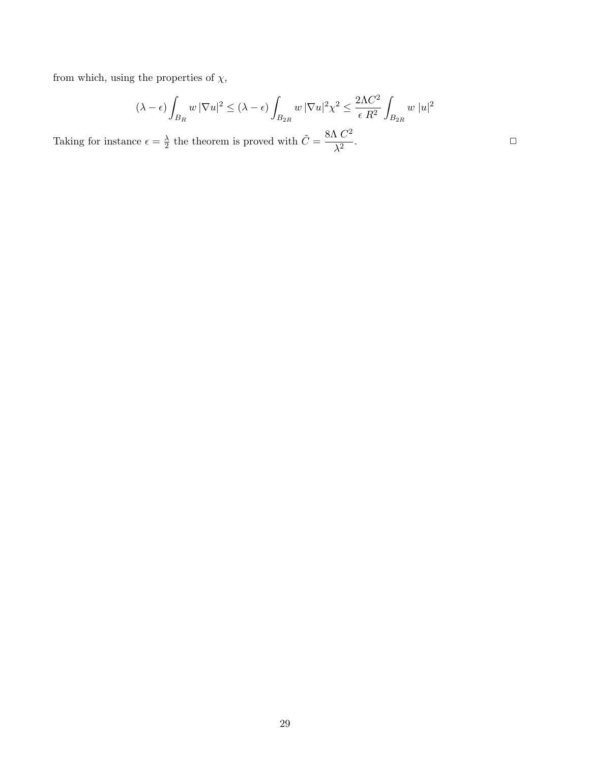from which, using the properties of $\chi$,

$$(\lambda - \epsilon) \int_{B_R} w\, |\nabla u|^2 \leq (\lambda - \epsilon) \int_{B_{2R}} w\, |\nabla u|^2 \chi^2 \leq \frac{2\Lambda C^2}{\epsilon\; R^2} \int_{B_{2R}} w\; |u|^2$$

Taking for instance $\epsilon = \frac{\lambda}{2}$ the theorem is proved with $\tilde{C} = \dfrac{8\Lambda\; C^2}{\lambda^2}$. □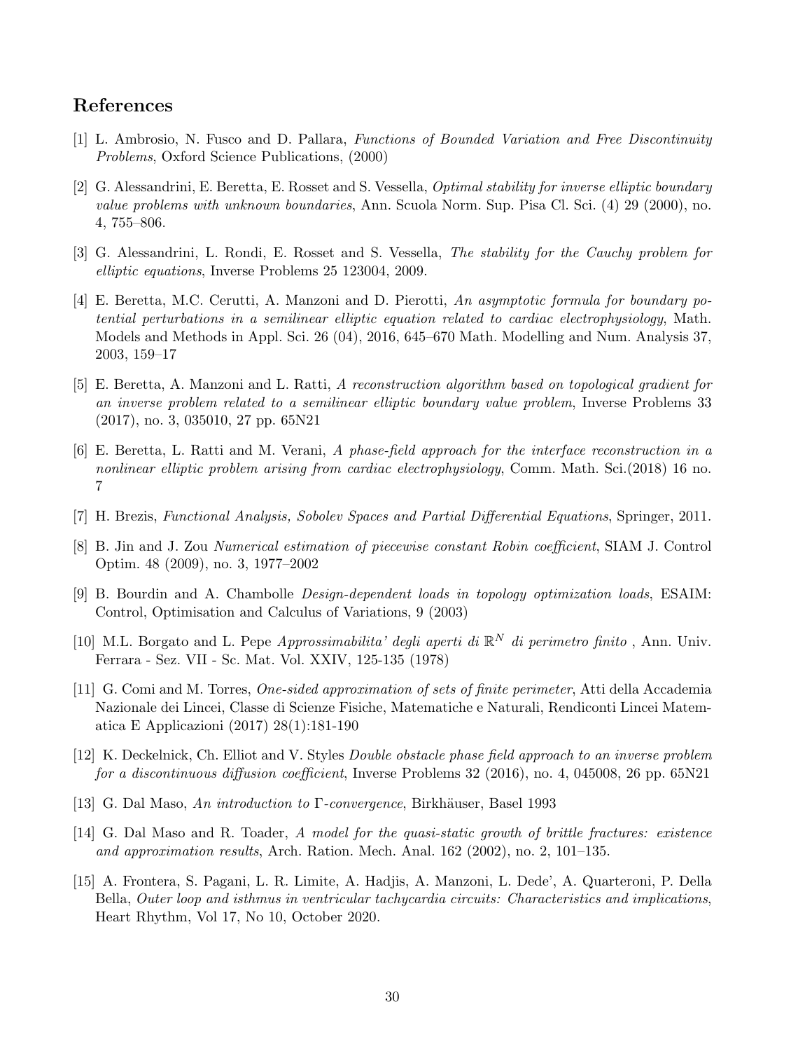## References

[1] L. Ambrosio, N. Fusco and D. Pallara, *Functions of Bounded Variation and Free Discontinuity Problems*, Oxford Science Publications, (2000)

[2] G. Alessandrini, E. Beretta, E. Rosset and S. Vessella, *Optimal stability for inverse elliptic boundary value problems with unknown boundaries*, Ann. Scuola Norm. Sup. Pisa Cl. Sci. (4) 29 (2000), no. 4, 755–806.

[3] G. Alessandrini, L. Rondi, E. Rosset and S. Vessella, *The stability for the Cauchy problem for elliptic equations*, Inverse Problems 25 123004, 2009.

[4] E. Beretta, M.C. Cerutti, A. Manzoni and D. Pierotti, *An asymptotic formula for boundary potential perturbations in a semilinear elliptic equation related to cardiac electrophysiology*, Math. Models and Methods in Appl. Sci. 26 (04), 2016, 645–670 Math. Modelling and Num. Analysis 37, 2003, 159–17

[5] E. Beretta, A. Manzoni and L. Ratti, *A reconstruction algorithm based on topological gradient for an inverse problem related to a semilinear elliptic boundary value problem*, Inverse Problems 33 (2017), no. 3, 035010, 27 pp. 65N21

[6] E. Beretta, L. Ratti and M. Verani, *A phase-field approach for the interface reconstruction in a nonlinear elliptic problem arising from cardiac electrophysiology*, Comm. Math. Sci.(2018) 16 no. 7

[7] H. Brezis, *Functional Analysis, Sobolev Spaces and Partial Differential Equations*, Springer, 2011.

[8] B. Jin and J. Zou *Numerical estimation of piecewise constant Robin coefficient*, SIAM J. Control Optim. 48 (2009), no. 3, 1977–2002

[9] B. Bourdin and A. Chambolle *Design-dependent loads in topology optimization loads*, ESAIM: Control, Optimisation and Calculus of Variations, 9 (2003)

[10] M.L. Borgato and L. Pepe *Approssimabilita' degli aperti di $\mathbb{R}^N$ di perimetro finito* , Ann. Univ. Ferrara - Sez. VII - Sc. Mat. Vol. XXIV, 125-135 (1978)

[11] G. Comi and M. Torres, *One-sided approximation of sets of finite perimeter*, Atti della Accademia Nazionale dei Lincei, Classe di Scienze Fisiche, Matematiche e Naturali, Rendiconti Lincei Matematica E Applicazioni (2017) 28(1):181-190

[12] K. Deckelnick, Ch. Elliot and V. Styles *Double obstacle phase field approach to an inverse problem for a discontinuous diffusion coefficient*, Inverse Problems 32 (2016), no. 4, 045008, 26 pp. 65N21

[13] G. Dal Maso, *An introduction to $\Gamma$-convergence*, Birkhäuser, Basel 1993

[14] G. Dal Maso and R. Toader, *A model for the quasi-static growth of brittle fractures: existence and approximation results*, Arch. Ration. Mech. Anal. 162 (2002), no. 2, 101–135.

[15] A. Frontera, S. Pagani, L. R. Limite, A. Hadjis, A. Manzoni, L. Dede', A. Quarteroni, P. Della Bella, *Outer loop and isthmus in ventricular tachycardia circuits: Characteristics and implications*, Heart Rhythm, Vol 17, No 10, October 2020.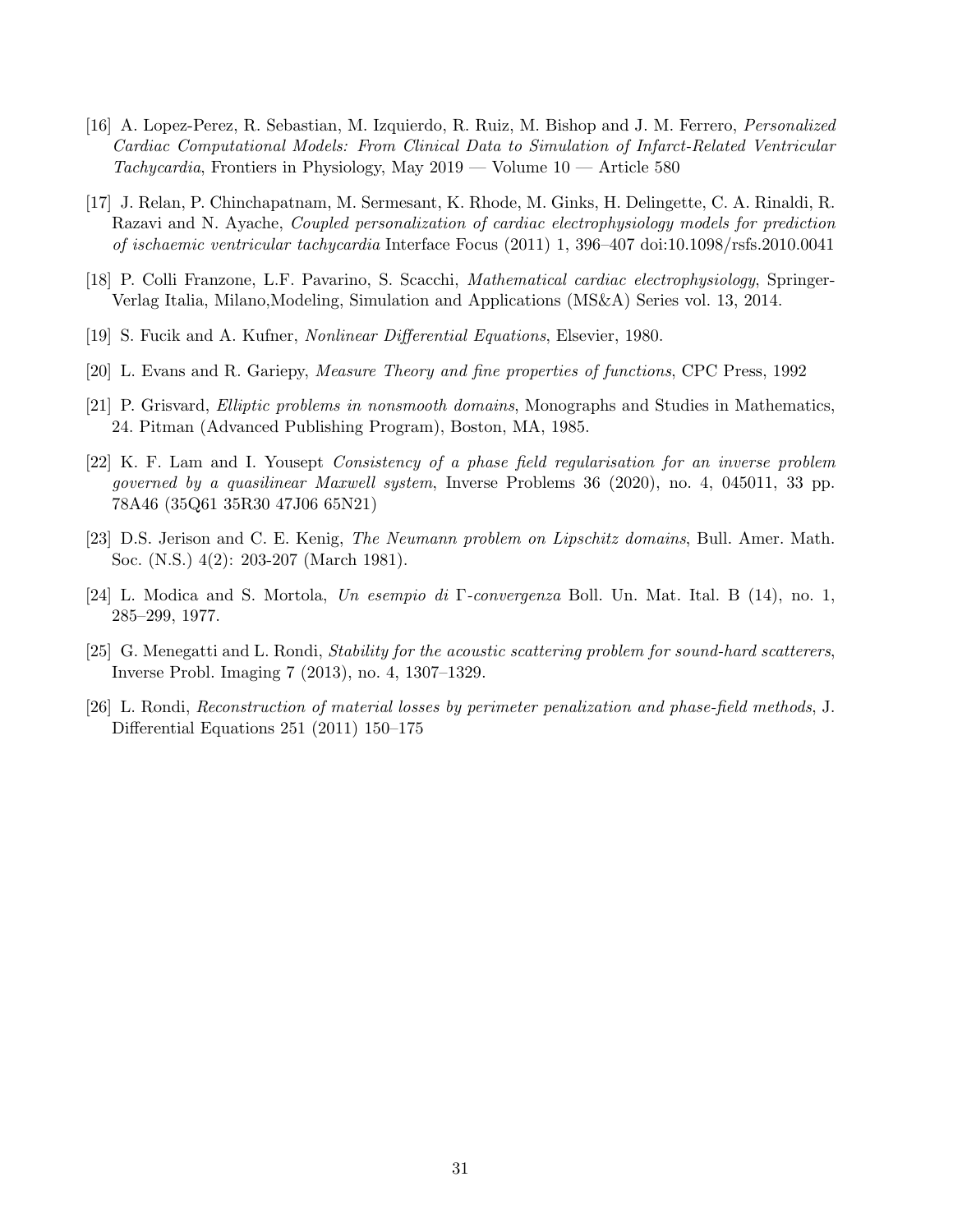[16] A. Lopez-Perez, R. Sebastian, M. Izquierdo, R. Ruiz, M. Bishop and J. M. Ferrero, *Personalized Cardiac Computational Models: From Clinical Data to Simulation of Infarct-Related Ventricular Tachycardia*, Frontiers in Physiology, May 2019 — Volume 10 — Article 580

[17] J. Relan, P. Chinchapatnam, M. Sermesant, K. Rhode, M. Ginks, H. Delingette, C. A. Rinaldi, R. Razavi and N. Ayache, *Coupled personalization of cardiac electrophysiology models for prediction of ischaemic ventricular tachycardia* Interface Focus (2011) 1, 396–407 doi:10.1098/rsfs.2010.0041

[18] P. Colli Franzone, L.F. Pavarino, S. Scacchi, *Mathematical cardiac electrophysiology*, Springer-Verlag Italia, Milano,Modeling, Simulation and Applications (MS&A) Series vol. 13, 2014.

[19] S. Fucik and A. Kufner, *Nonlinear Differential Equations*, Elsevier, 1980.

[20] L. Evans and R. Gariepy, *Measure Theory and fine properties of functions*, CPC Press, 1992

[21] P. Grisvard, *Elliptic problems in nonsmooth domains*, Monographs and Studies in Mathematics, 24. Pitman (Advanced Publishing Program), Boston, MA, 1985.

[22] K. F. Lam and I. Yousept *Consistency of a phase field regularisation for an inverse problem governed by a quasilinear Maxwell system*, Inverse Problems 36 (2020), no. 4, 045011, 33 pp. 78A46 (35Q61 35R30 47J06 65N21)

[23] D.S. Jerison and C. E. Kenig, *The Neumann problem on Lipschitz domains*, Bull. Amer. Math. Soc. (N.S.) 4(2): 203-207 (March 1981).

[24] L. Modica and S. Mortola, *Un esempio di* $\Gamma$*-convergenza* Boll. Un. Mat. Ital. B (14), no. 1, 285–299, 1977.

[25] G. Menegatti and L. Rondi, *Stability for the acoustic scattering problem for sound-hard scatterers*, Inverse Probl. Imaging 7 (2013), no. 4, 1307–1329.

[26] L. Rondi, *Reconstruction of material losses by perimeter penalization and phase-field methods*, J. Differential Equations 251 (2011) 150–175